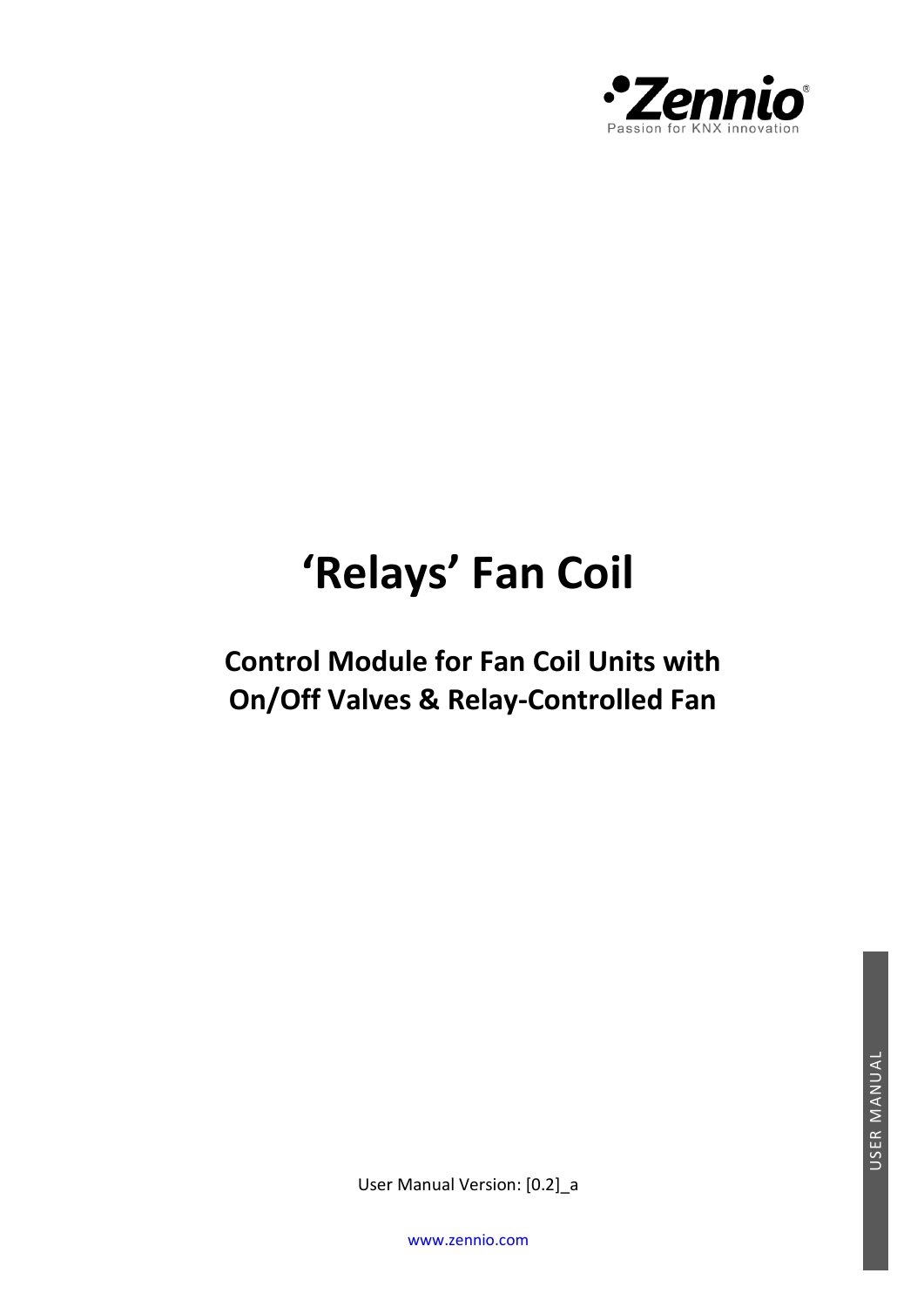# 'Relays' Fan Coil

## Control Module for Fan Coil Units with On/Off Valves & Relay-Controlled Fan

User Manual Version: [0.2]_a

www.zennio.com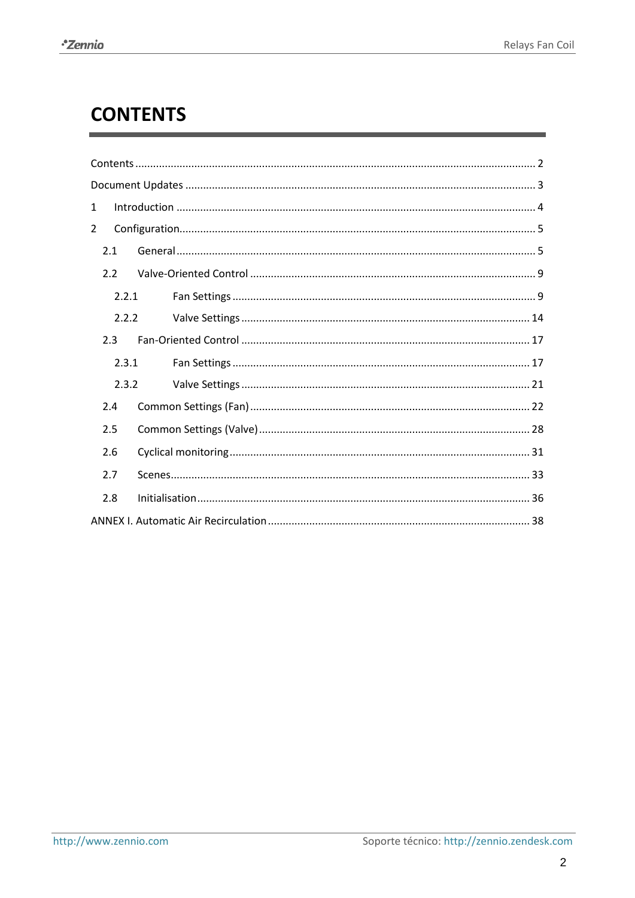# CONTENTS

Contents ........................................................................................................................ 2

Document Updates ........................................................................................................ 3

1 Introduction ................................................................................................................ 4

2 Configuration............................................................................................................... 5

2.1 General ..................................................................................................................... 5

2.2 Valve-Oriented Control ............................................................................................. 9

2.2.1 Fan Settings ........................................................................................................... 9

2.2.2 Valve Settings ...................................................................................................... 14

2.3 Fan-Oriented Control .............................................................................................. 17

2.3.1 Fan Settings ......................................................................................................... 17

2.3.2 Valve Settings ...................................................................................................... 21

2.4 Common Settings (Fan) ............................................................................................ 22

2.5 Common Settings (Valve) ......................................................................................... 28

2.6 Cyclical monitoring .................................................................................................. 31

2.7 Scenes...................................................................................................................... 33

2.8 Initialisation ............................................................................................................. 36

ANNEX I. Automatic Air Recirculation ........................................................................... 38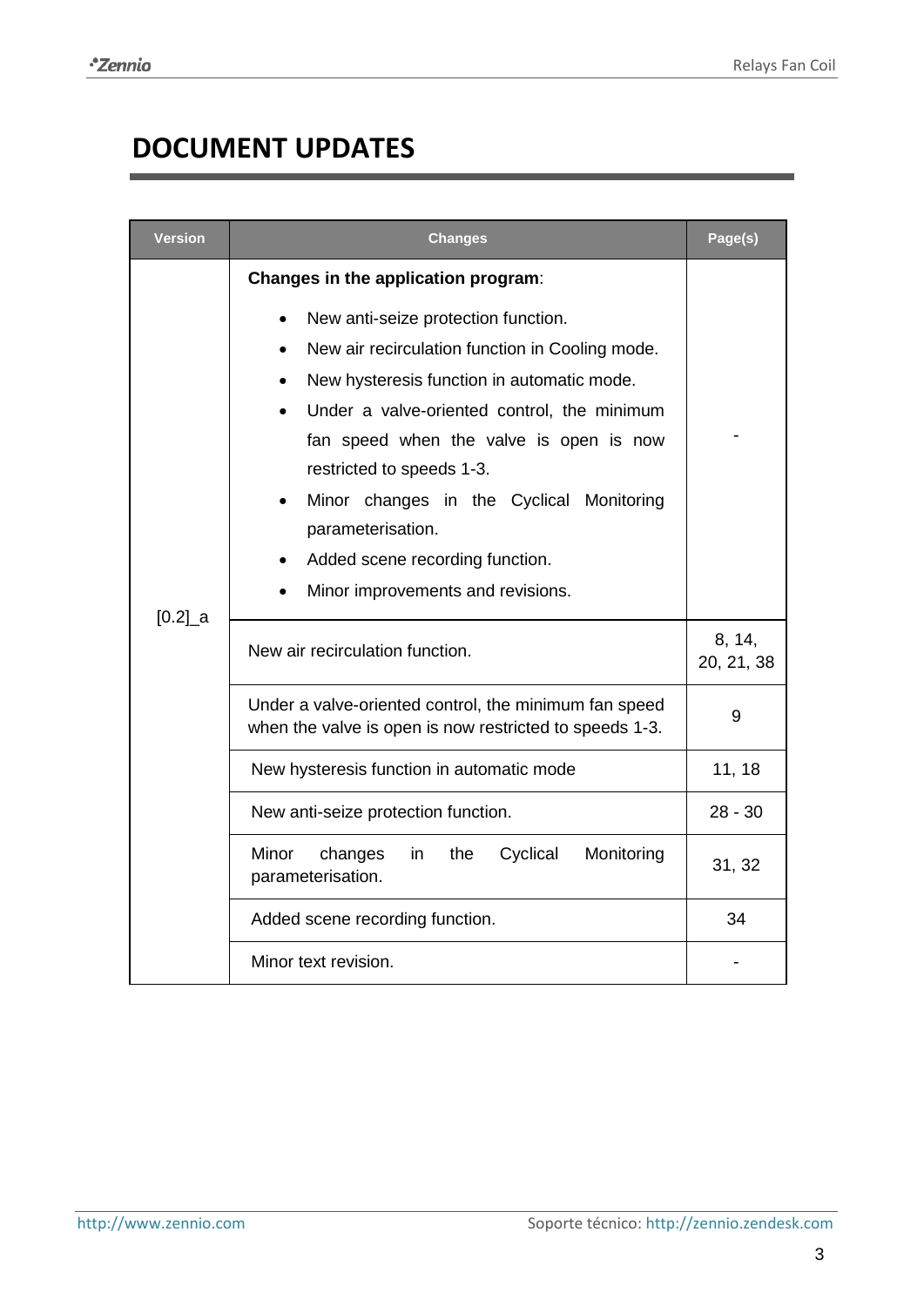# DOCUMENT UPDATES

| Version | Changes | Page(s) |
| --- | --- | --- |
| [0.2]_a | **Changes in the application program**:<br>• New anti-seize protection function.<br>• New air recirculation function in Cooling mode.<br>• New hysteresis function in automatic mode.<br>• Under a valve-oriented control, the minimum fan speed when the valve is open is now restricted to speeds 1-3.<br>• Minor changes in the Cyclical Monitoring parameterisation.<br>• Added scene recording function.<br>• Minor improvements and revisions. | - |
| | New air recirculation function. | 8, 14, 20, 21, 38 |
| | Under a valve-oriented control, the minimum fan speed when the valve is open is now restricted to speeds 1-3. | 9 |
| | New hysteresis function in automatic mode | 11, 18 |
| | New anti-seize protection function. | 28 - 30 |
| | Minor changes in the Cyclical Monitoring parameterisation. | 31, 32 |
| | Added scene recording function. | 34 |
| | Minor text revision. | - |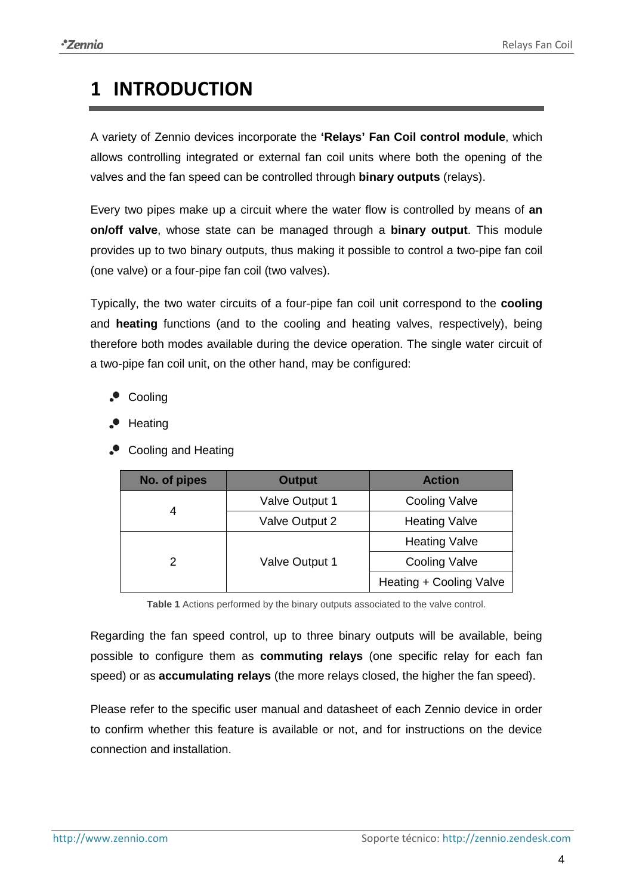# 1 INTRODUCTION

A variety of Zennio devices incorporate the **'Relays' Fan Coil control module**, which allows controlling integrated or external fan coil units where both the opening of the valves and the fan speed can be controlled through **binary outputs** (relays).

Every two pipes make up a circuit where the water flow is controlled by means of **an on/off valve**, whose state can be managed through a **binary output**. This module provides up to two binary outputs, thus making it possible to control a two-pipe fan coil (one valve) or a four-pipe fan coil (two valves).

Typically, the two water circuits of a four-pipe fan coil unit correspond to the **cooling** and **heating** functions (and to the cooling and heating valves, respectively), being therefore both modes available during the device operation. The single water circuit of a two-pipe fan coil unit, on the other hand, may be configured:

- Cooling
- Heating
- Cooling and Heating

| No. of pipes | Output | Action |
|---|---|---|
| 4 | Valve Output 1 | Cooling Valve |
| | Valve Output 2 | Heating Valve |
| 2 | Valve Output 1 | Heating Valve |
| | | Cooling Valve |
| | | Heating + Cooling Valve |

**Table 1** Actions performed by the binary outputs associated to the valve control.

Regarding the fan speed control, up to three binary outputs will be available, being possible to configure them as **commuting relays** (one specific relay for each fan speed) or as **accumulating relays** (the more relays closed, the higher the fan speed).

Please refer to the specific user manual and datasheet of each Zennio device in order to confirm whether this feature is available or not, and for instructions on the device connection and installation.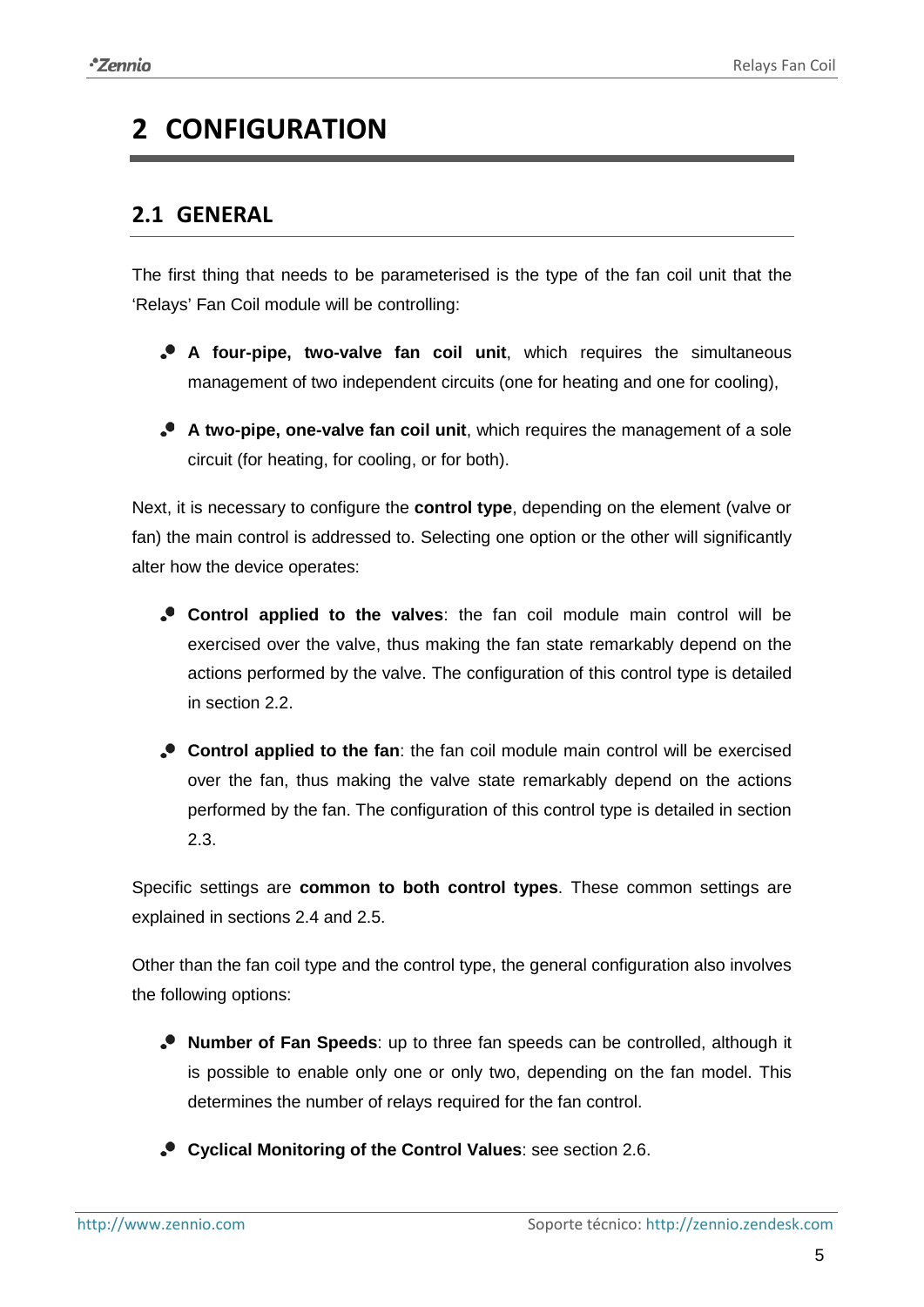# 2 CONFIGURATION

## 2.1 GENERAL

The first thing that needs to be parameterised is the type of the fan coil unit that the 'Relays' Fan Coil module will be controlling:

- **A four-pipe, two-valve fan coil unit**, which requires the simultaneous management of two independent circuits (one for heating and one for cooling),
- **A two-pipe, one-valve fan coil unit**, which requires the management of a sole circuit (for heating, for cooling, or for both).

Next, it is necessary to configure the **control type**, depending on the element (valve or fan) the main control is addressed to. Selecting one option or the other will significantly alter how the device operates:

- **Control applied to the valves**: the fan coil module main control will be exercised over the valve, thus making the fan state remarkably depend on the actions performed by the valve. The configuration of this control type is detailed in section 2.2.
- **Control applied to the fan**: the fan coil module main control will be exercised over the fan, thus making the valve state remarkably depend on the actions performed by the fan. The configuration of this control type is detailed in section 2.3.

Specific settings are **common to both control types**. These common settings are explained in sections 2.4 and 2.5.

Other than the fan coil type and the control type, the general configuration also involves the following options:

- **Number of Fan Speeds**: up to three fan speeds can be controlled, although it is possible to enable only one or only two, depending on the fan model. This determines the number of relays required for the fan control.
- **Cyclical Monitoring of the Control Values**: see section 2.6.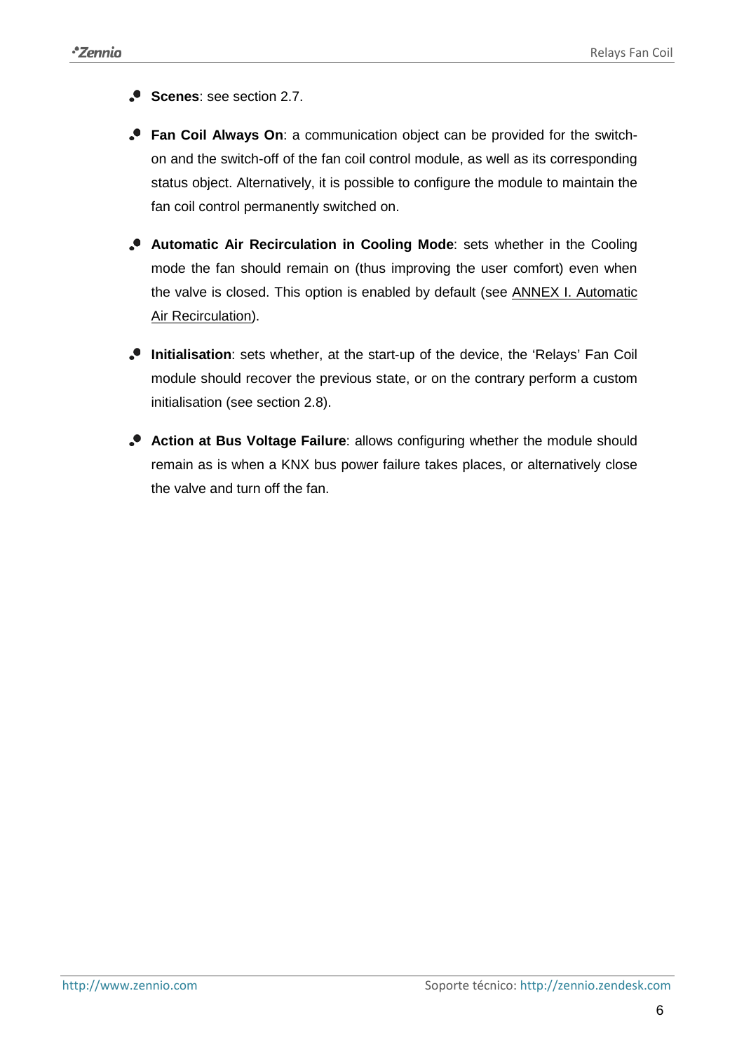- **Scenes**: see section 2.7.
- **Fan Coil Always On**: a communication object can be provided for the switch-on and the switch-off of the fan coil control module, as well as its corresponding status object. Alternatively, it is possible to configure the module to maintain the fan coil control permanently switched on.
- **Automatic Air Recirculation in Cooling Mode**: sets whether in the Cooling mode the fan should remain on (thus improving the user comfort) even when the valve is closed. This option is enabled by default (see ANNEX I. Automatic Air Recirculation).
- **Initialisation**: sets whether, at the start-up of the device, the 'Relays' Fan Coil module should recover the previous state, or on the contrary perform a custom initialisation (see section 2.8).
- **Action at Bus Voltage Failure**: allows configuring whether the module should remain as is when a KNX bus power failure takes places, or alternatively close the valve and turn off the fan.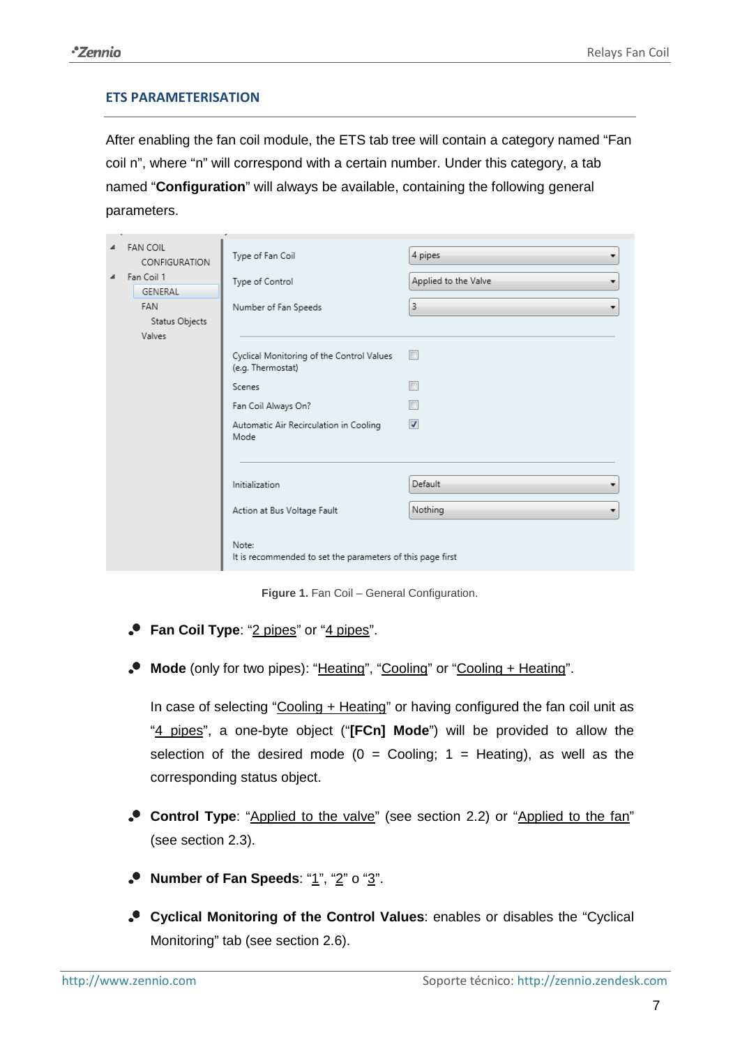## ETS PARAMETERISATION

After enabling the fan coil module, the ETS tab tree will contain a category named "Fan coil n", where "n" will correspond with a certain number. Under this category, a tab named "**Configuration**" will always be available, containing the following general parameters.

**Figure 1.** Fan Coil – General Configuration.

- **Fan Coil Type**: "2 pipes" or "4 pipes".
- **Mode** (only for two pipes): "Heating", "Cooling" or "Cooling + Heating".

  In case of selecting "Cooling + Heating" or having configured the fan coil unit as "4 pipes", a one-byte object ("**[FCn] Mode**") will be provided to allow the selection of the desired mode (0 = Cooling; 1 = Heating), as well as the corresponding status object.

- **Control Type**: "Applied to the valve" (see section 2.2) or "Applied to the fan" (see section 2.3).
- **Number of Fan Speeds**: "1", "2" o "3".
- **Cyclical Monitoring of the Control Values**: enables or disables the "Cyclical Monitoring" tab (see section 2.6).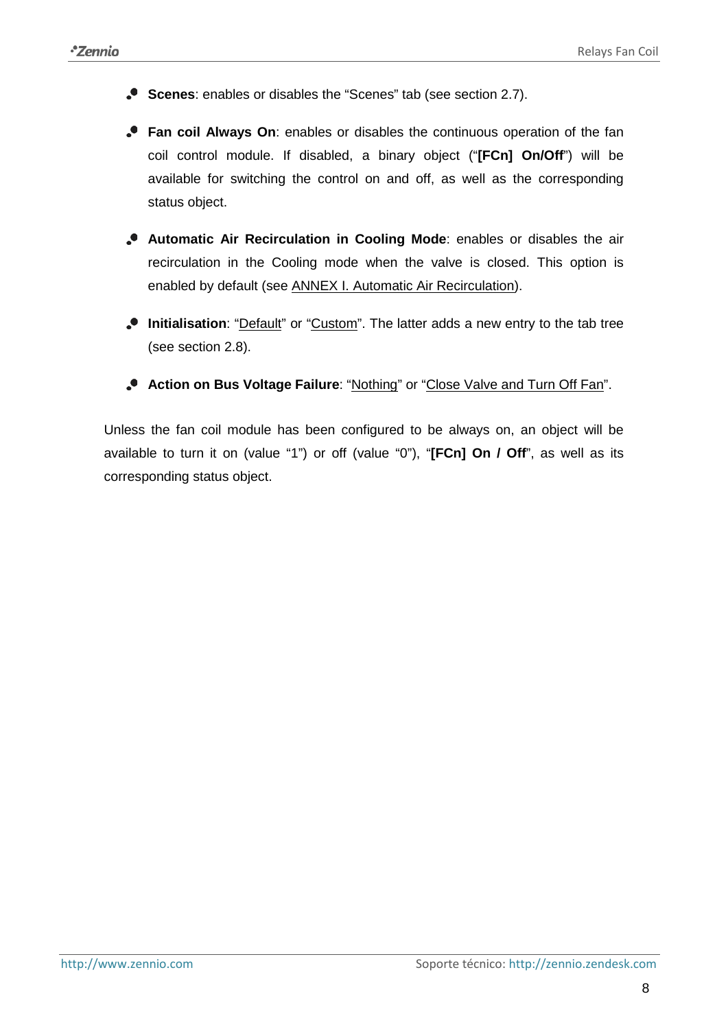- **Scenes**: enables or disables the "Scenes" tab (see section 2.7).
- **Fan coil Always On**: enables or disables the continuous operation of the fan coil control module. If disabled, a binary object ("**[FCn] On/Off**") will be available for switching the control on and off, as well as the corresponding status object.
- **Automatic Air Recirculation in Cooling Mode**: enables or disables the air recirculation in the Cooling mode when the valve is closed. This option is enabled by default (see ANNEX I. Automatic Air Recirculation).
- **Initialisation**: "Default" or "Custom". The latter adds a new entry to the tab tree (see section 2.8).
- **Action on Bus Voltage Failure**: "Nothing" or "Close Valve and Turn Off Fan".

Unless the fan coil module has been configured to be always on, an object will be available to turn it on (value "1") or off (value "0"), "**[FCn] On / Off**", as well as its corresponding status object.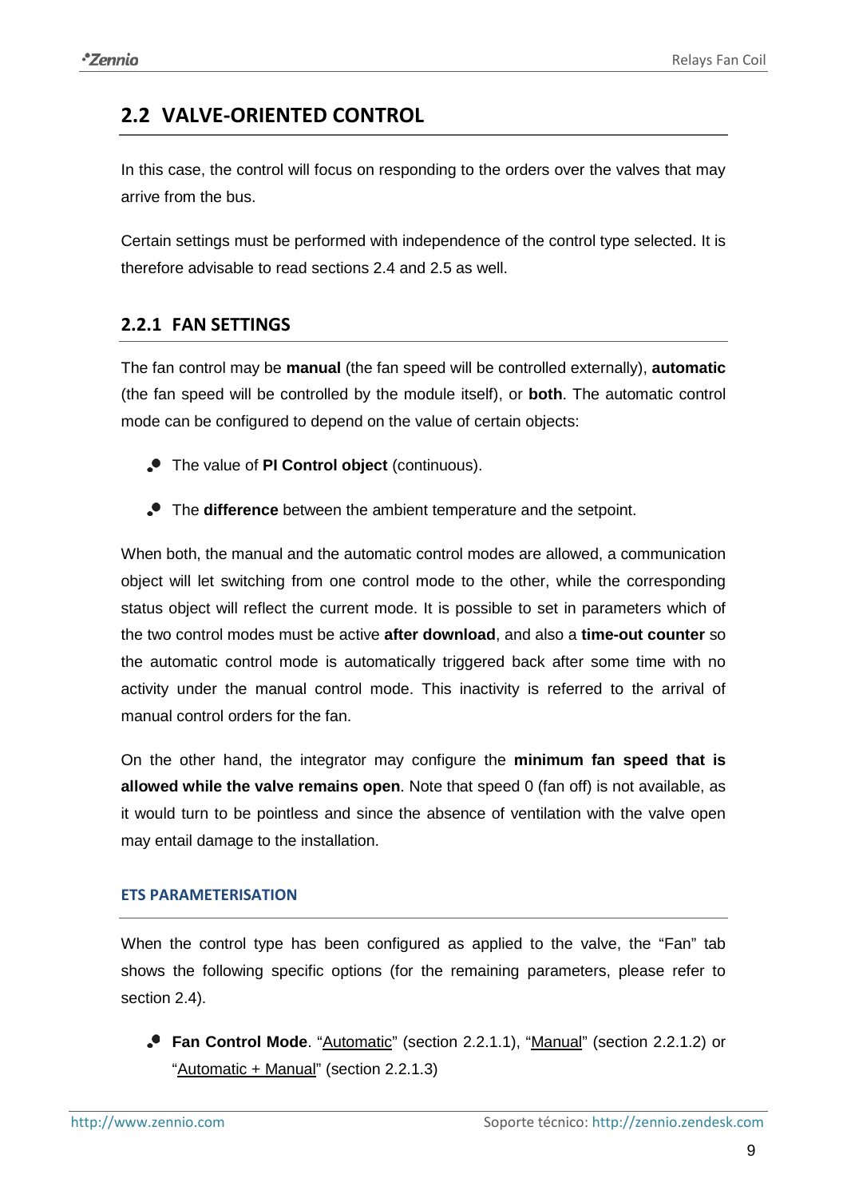## 2.2 VALVE-ORIENTED CONTROL

In this case, the control will focus on responding to the orders over the valves that may arrive from the bus.

Certain settings must be performed with independence of the control type selected. It is therefore advisable to read sections 2.4 and 2.5 as well.

### 2.2.1 FAN SETTINGS

The fan control may be **manual** (the fan speed will be controlled externally), **automatic** (the fan speed will be controlled by the module itself), or **both**. The automatic control mode can be configured to depend on the value of certain objects:

- The value of **PI Control object** (continuous).
- The **difference** between the ambient temperature and the setpoint.

When both, the manual and the automatic control modes are allowed, a communication object will let switching from one control mode to the other, while the corresponding status object will reflect the current mode. It is possible to set in parameters which of the two control modes must be active **after download**, and also a **time-out counter** so the automatic control mode is automatically triggered back after some time with no activity under the manual control mode. This inactivity is referred to the arrival of manual control orders for the fan.

On the other hand, the integrator may configure the **minimum fan speed that is allowed while the valve remains open**. Note that speed 0 (fan off) is not available, as it would turn to be pointless and since the absence of ventilation with the valve open may entail damage to the installation.

#### ETS PARAMETERISATION

When the control type has been configured as applied to the valve, the "Fan" tab shows the following specific options (for the remaining parameters, please refer to section 2.4).

- **Fan Control Mode**. "Automatic" (section 2.2.1.1), "Manual" (section 2.2.1.2) or "Automatic + Manual" (section 2.2.1.3)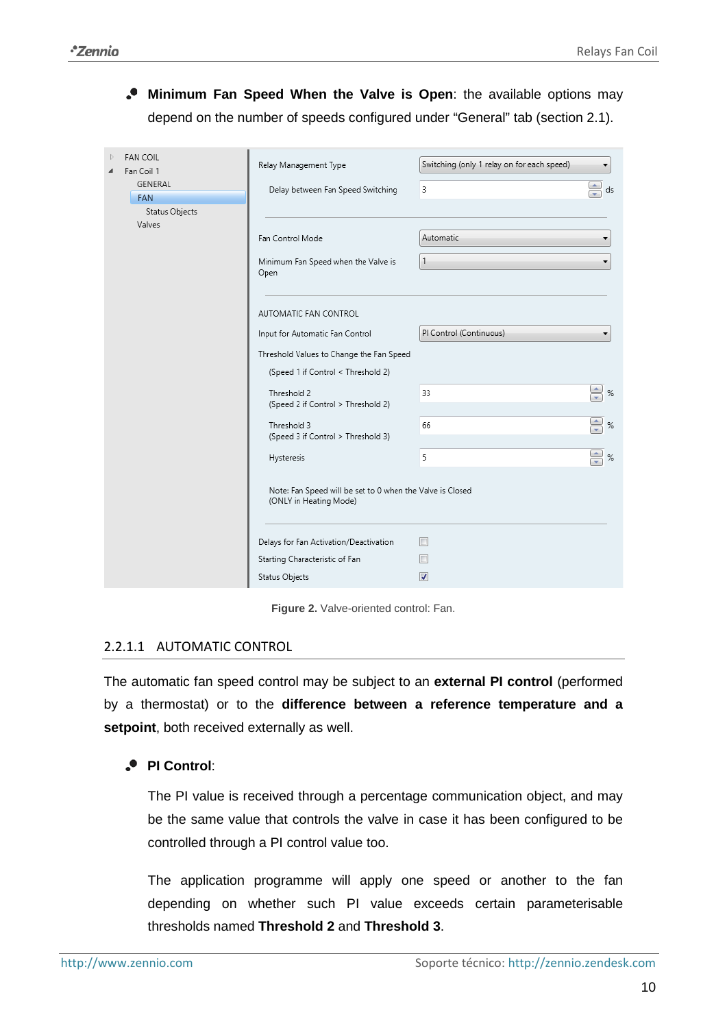- **Minimum Fan Speed When the Valve is Open**: the available options may depend on the number of speeds configured under "General" tab (section 2.1).

**Figure 2.** Valve-oriented control: Fan.

### 2.2.1.1 AUTOMATIC CONTROL

The automatic fan speed control may be subject to an **external PI control** (performed by a thermostat) or to the **difference between a reference temperature and a setpoint**, both received externally as well.

- **PI Control**:

  The PI value is received through a percentage communication object, and may be the same value that controls the valve in case it has been configured to be controlled through a PI control value too.

  The application programme will apply one speed or another to the fan depending on whether such PI value exceeds certain parameterisable thresholds named **Threshold 2** and **Threshold 3**.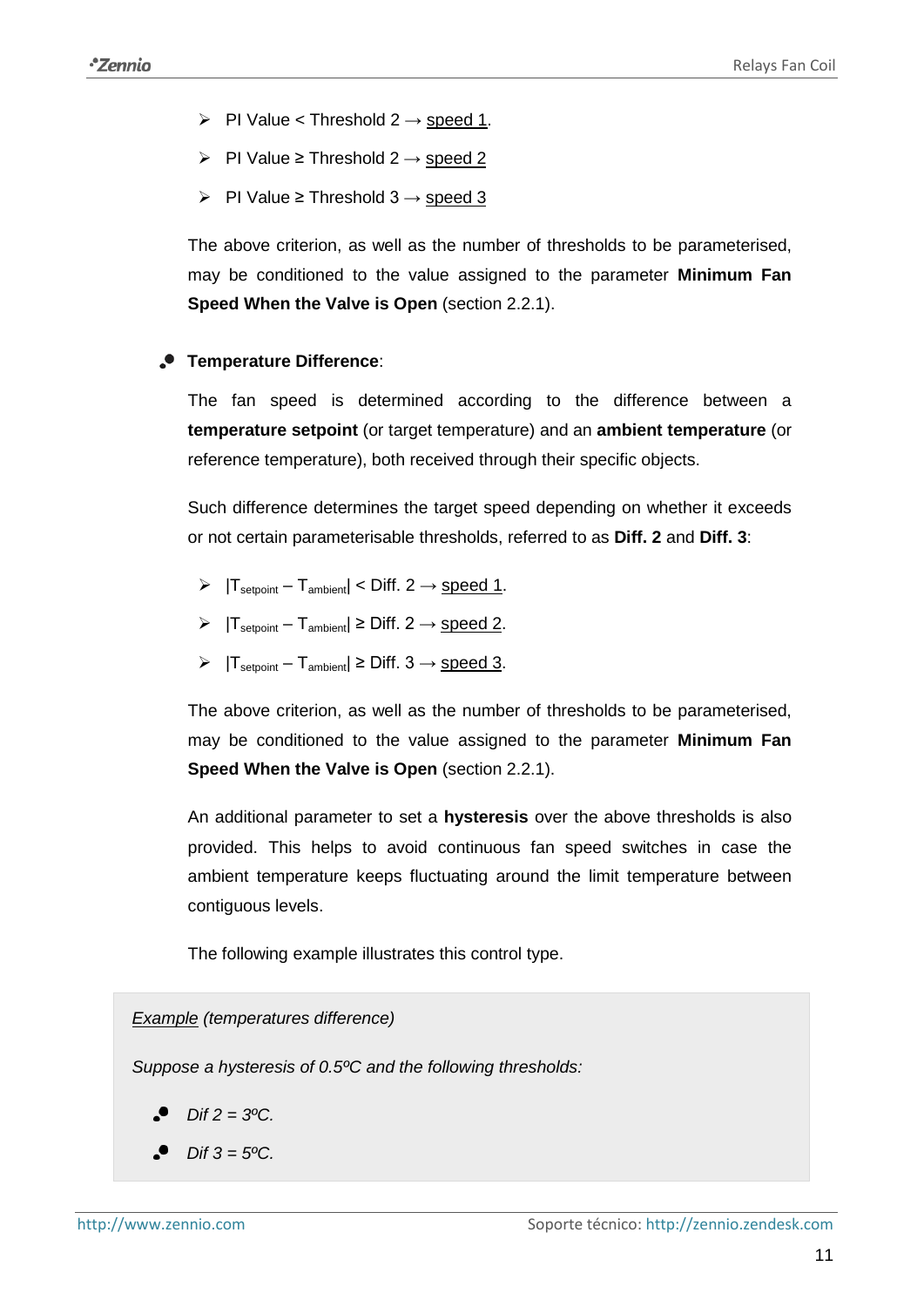- PI Value < Threshold 2 → speed 1.
- PI Value ≥ Threshold 2 → speed 2
- PI Value ≥ Threshold 3 → speed 3

The above criterion, as well as the number of thresholds to be parameterised, may be conditioned to the value assigned to the parameter **Minimum Fan Speed When the Valve is Open** (section 2.2.1).

- **Temperature Difference**:

  The fan speed is determined according to the difference between a **temperature setpoint** (or target temperature) and an **ambient temperature** (or reference temperature), both received through their specific objects.

  Such difference determines the target speed depending on whether it exceeds or not certain parameterisable thresholds, referred to as **Diff. 2** and **Diff. 3**:

  - $|T_{setpoint} - T_{ambient}|$ < Diff. 2 → speed 1.
  - $|T_{setpoint} - T_{ambient}|$ ≥ Diff. 2 → speed 2.
  - $|T_{setpoint} - T_{ambient}|$ ≥ Diff. 3 → speed 3.

  The above criterion, as well as the number of thresholds to be parameterised, may be conditioned to the value assigned to the parameter **Minimum Fan Speed When the Valve is Open** (section 2.2.1).

  An additional parameter to set a **hysteresis** over the above thresholds is also provided. This helps to avoid continuous fan speed switches in case the ambient temperature keeps fluctuating around the limit temperature between contiguous levels.

  The following example illustrates this control type.

*Example (temperatures difference)*

*Suppose a hysteresis of 0.5ºC and the following thresholds:*

- *Dif 2 = 3ºC.*
- *Dif 3 = 5ºC.*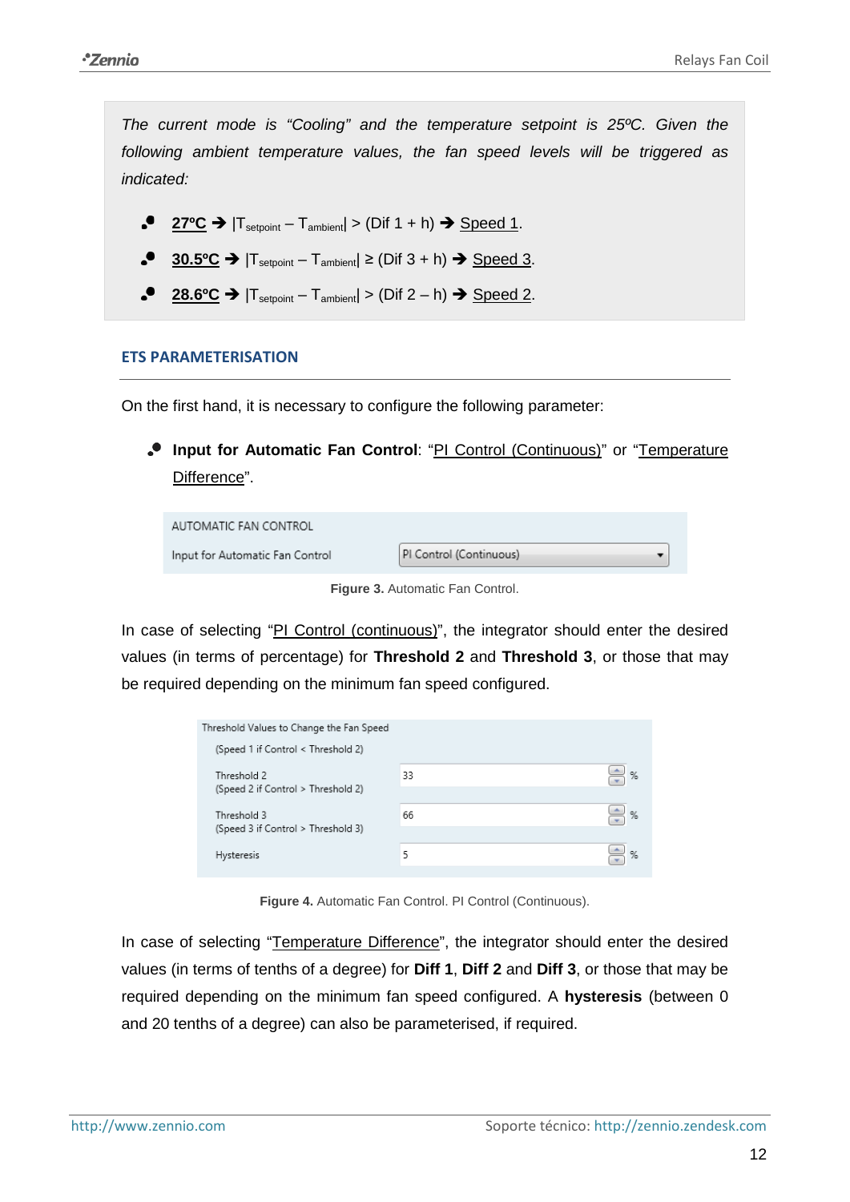*The current mode is "Cooling" and the temperature setpoint is 25ºC. Given the following ambient temperature values, the fan speed levels will be triggered as indicated:*

- **27ºC** ➔ $|T_{setpoint} - T_{ambient}| > (Dif\ 1 + h)$ ➔ Speed 1.
- **30.5ºC** ➔ $|T_{setpoint} - T_{ambient}| \geq (Dif\ 3 + h)$ ➔ Speed 3.
- **28.6ºC** ➔ $|T_{setpoint} - T_{ambient}| > (Dif\ 2 - h)$ ➔ Speed 2.

### ETS PARAMETERISATION

On the first hand, it is necessary to configure the following parameter:

- **Input for Automatic Fan Control**: "PI Control (Continuous)" or "Temperature Difference".

| AUTOMATIC FAN CONTROL | |
|---|---|
| Input for Automatic Fan Control | PI Control (Continuous) |

**Figure 3.** Automatic Fan Control.

In case of selecting "PI Control (continuous)", the integrator should enter the desired values (in terms of percentage) for **Threshold 2** and **Threshold 3**, or those that may be required depending on the minimum fan speed configured.

| Threshold Values to Change the Fan Speed | | |
|---|---|---|
| (Speed 1 if Control < Threshold 2) | | |
| Threshold 2 (Speed 2 if Control > Threshold 2) | 33 | % |
| Threshold 3 (Speed 3 if Control > Threshold 3) | 66 | % |
| Hysteresis | 5 | % |

**Figure 4.** Automatic Fan Control. PI Control (Continuous).

In case of selecting "Temperature Difference", the integrator should enter the desired values (in terms of tenths of a degree) for **Diff 1**, **Diff 2** and **Diff 3**, or those that may be required depending on the minimum fan speed configured. A **hysteresis** (between 0 and 20 tenths of a degree) can also be parameterised, if required.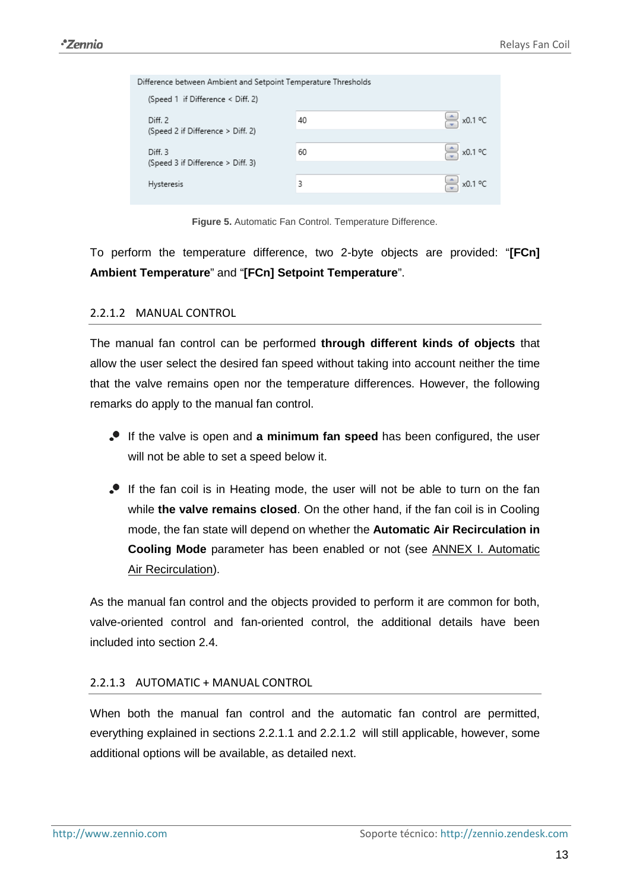| Difference between Ambient and Setpoint Temperature Thresholds | | |
|---|---|---|
| (Speed 1 if Difference < Diff. 2) | | |
| Diff. 2 (Speed 2 if Difference > Diff. 2) | 40 | x0.1 ºC |
| Diff. 3 (Speed 3 if Difference > Diff. 3) | 60 | x0.1 ºC |
| Hysteresis | 3 | x0.1 ºC |

**Figure 5.** Automatic Fan Control. Temperature Difference.

To perform the temperature difference, two 2-byte objects are provided: "**[FCn] Ambient Temperature**" and "**[FCn] Setpoint Temperature**".

### 2.2.1.2 MANUAL CONTROL

The manual fan control can be performed **through different kinds of objects** that allow the user select the desired fan speed without taking into account neither the time that the valve remains open nor the temperature differences. However, the following remarks do apply to the manual fan control.

- If the valve is open and **a minimum fan speed** has been configured, the user will not be able to set a speed below it.

- If the fan coil is in Heating mode, the user will not be able to turn on the fan while **the valve remains closed**. On the other hand, if the fan coil is in Cooling mode, the fan state will depend on whether the **Automatic Air Recirculation in Cooling Mode** parameter has been enabled or not (see ANNEX I. Automatic Air Recirculation).

As the manual fan control and the objects provided to perform it are common for both, valve-oriented control and fan-oriented control, the additional details have been included into section 2.4.

### 2.2.1.3 AUTOMATIC + MANUAL CONTROL

When both the manual fan control and the automatic fan control are permitted, everything explained in sections 2.2.1.1 and 2.2.1.2 will still applicable, however, some additional options will be available, as detailed next.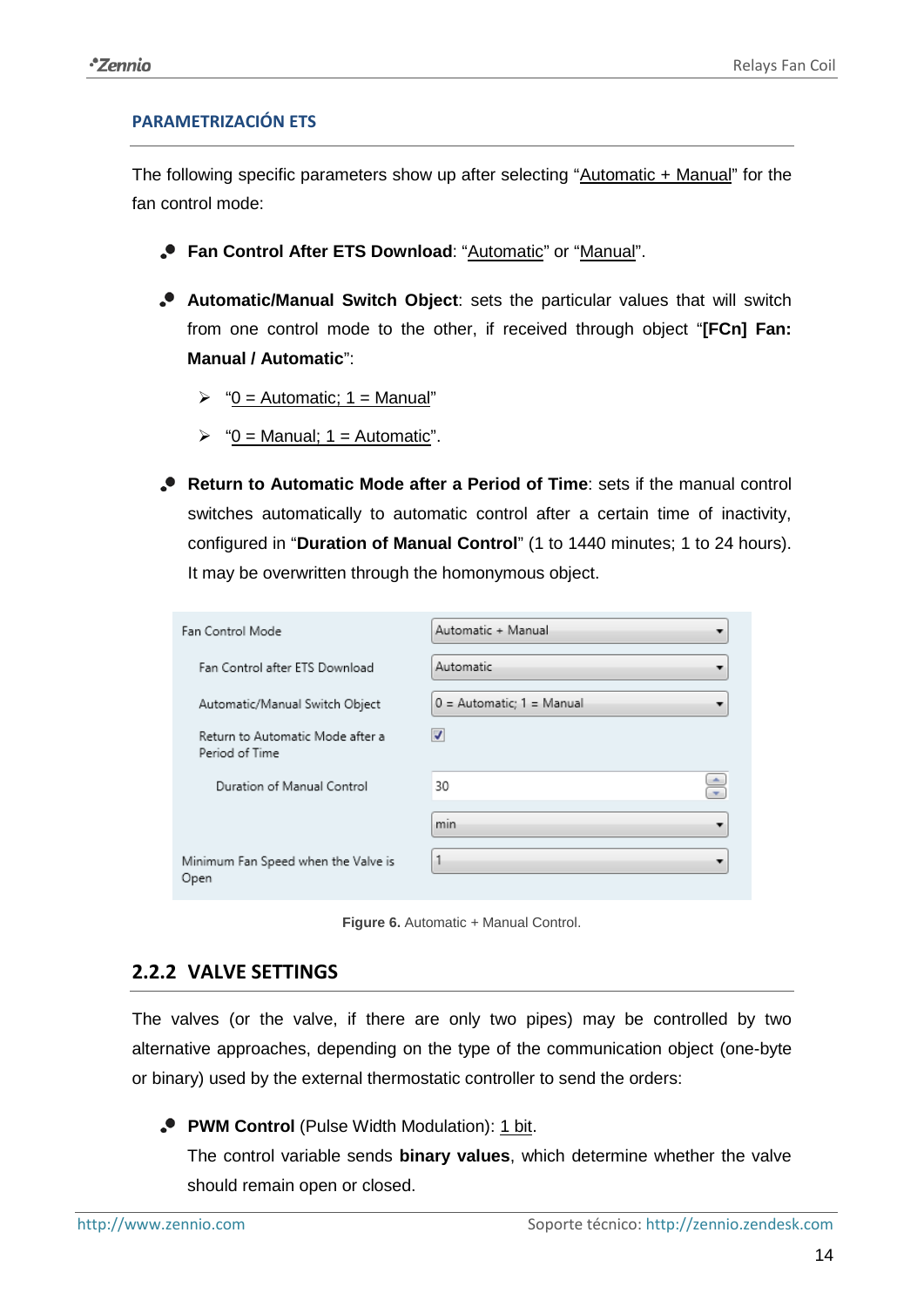### PARAMETRIZACIÓN ETS

The following specific parameters show up after selecting "Automatic + Manual" for the fan control mode:

- **Fan Control After ETS Download**: "Automatic" or "Manual".
- **Automatic/Manual Switch Object**: sets the particular values that will switch from one control mode to the other, if received through object "**[FCn] Fan: Manual / Automatic**":
  - "0 = Automatic; 1 = Manual"
  - "0 = Manual; 1 = Automatic".
- **Return to Automatic Mode after a Period of Time**: sets if the manual control switches automatically to automatic control after a certain time of inactivity, configured in "**Duration of Manual Control**" (1 to 1440 minutes; 1 to 24 hours). It may be overwritten through the homonymous object.

| Parameter | Value |
|---|---|
| Fan Control Mode | Automatic + Manual |
| Fan Control after ETS Download | Automatic |
| Automatic/Manual Switch Object | 0 = Automatic; 1 = Manual |
| Return to Automatic Mode after a Period of Time | ☑ |
| Duration of Manual Control | 30 |
| | min |
| Minimum Fan Speed when the Valve is Open | 1 |

**Figure 6.** Automatic + Manual Control.

## 2.2.2 VALVE SETTINGS

The valves (or the valve, if there are only two pipes) may be controlled by two alternative approaches, depending on the type of the communication object (one-byte or binary) used by the external thermostatic controller to send the orders:

- **PWM Control** (Pulse Width Modulation): 1 bit.
  The control variable sends **binary values**, which determine whether the valve should remain open or closed.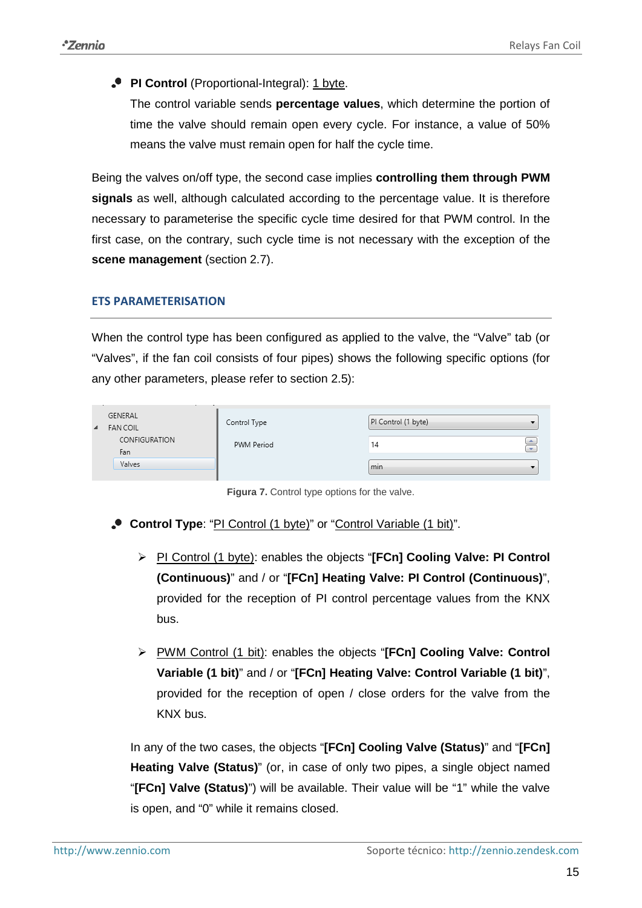- **PI Control** (Proportional-Integral): 1 byte.

  The control variable sends **percentage values**, which determine the portion of time the valve should remain open every cycle. For instance, a value of 50% means the valve must remain open for half the cycle time.

Being the valves on/off type, the second case implies **controlling them through PWM signals** as well, although calculated according to the percentage value. It is therefore necessary to parameterise the specific cycle time desired for that PWM control. In the first case, on the contrary, such cycle time is not necessary with the exception of the **scene management** (section 2.7).

### ETS PARAMETERISATION

When the control type has been configured as applied to the valve, the "Valve" tab (or "Valves", if the fan coil consists of four pipes) shows the following specific options (for any other parameters, please refer to section 2.5):

| | | |
|---|---|---|
| GENERAL / FAN COIL / CONFIGURATION / Fan / Valves | Control Type | PI Control (1 byte) |
| | PWM Period | 14 |
| | | min |

**Figura 7.** Control type options for the valve.

- **Control Type**: "PI Control (1 byte)" or "Control Variable (1 bit)".
  - PI Control (1 byte): enables the objects "**[FCn] Cooling Valve: PI Control (Continuous)**" and / or "**[FCn] Heating Valve: PI Control (Continuous)**", provided for the reception of PI control percentage values from the KNX bus.
  - PWM Control (1 bit): enables the objects "**[FCn] Cooling Valve: Control Variable (1 bit)**" and / or "**[FCn] Heating Valve: Control Variable (1 bit)**", provided for the reception of open / close orders for the valve from the KNX bus.

  In any of the two cases, the objects "**[FCn] Cooling Valve (Status)**" and "**[FCn] Heating Valve (Status)**" (or, in case of only two pipes, a single object named "**[FCn] Valve (Status)**") will be available. Their value will be "1" while the valve is open, and "0" while it remains closed.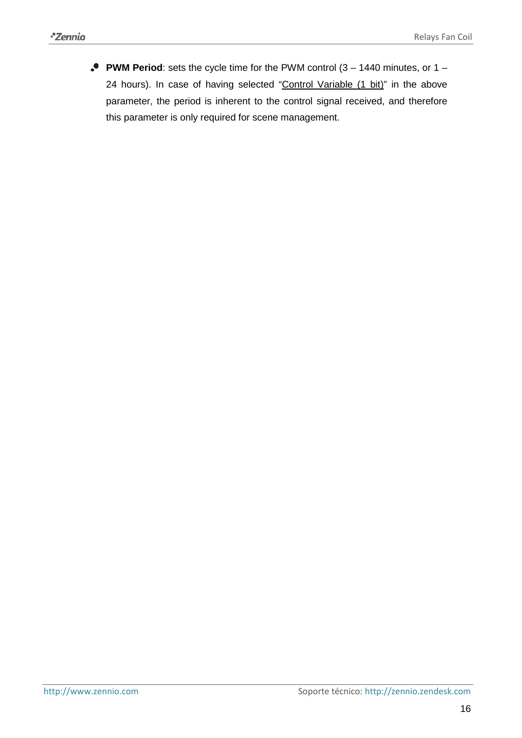- **PWM Period**: sets the cycle time for the PWM control (3 – 1440 minutes, or 1 – 24 hours). In case of having selected "Control Variable (1 bit)" in the above parameter, the period is inherent to the control signal received, and therefore this parameter is only required for scene management.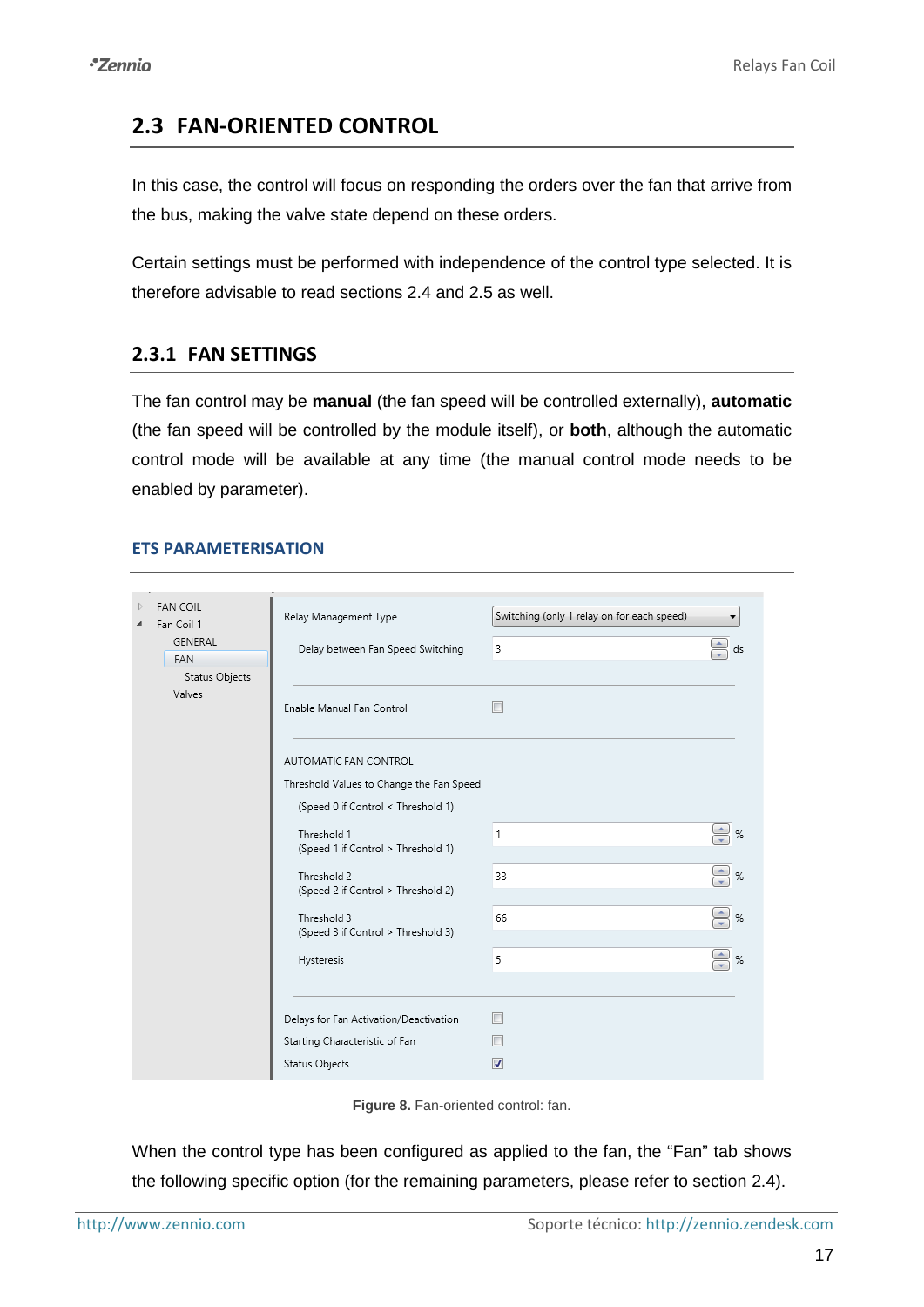## 2.3 FAN-ORIENTED CONTROL

In this case, the control will focus on responding the orders over the fan that arrive from the bus, making the valve state depend on these orders.

Certain settings must be performed with independence of the control type selected. It is therefore advisable to read sections 2.4 and 2.5 as well.

### 2.3.1 FAN SETTINGS

The fan control may be **manual** (the fan speed will be controlled externally), **automatic** (the fan speed will be controlled by the module itself), or **both**, although the automatic control mode will be available at any time (the manual control mode needs to be enabled by parameter).

#### ETS PARAMETERISATION

**Figure 8.** Fan-oriented control: fan.

When the control type has been configured as applied to the fan, the "Fan" tab shows the following specific option (for the remaining parameters, please refer to section 2.4).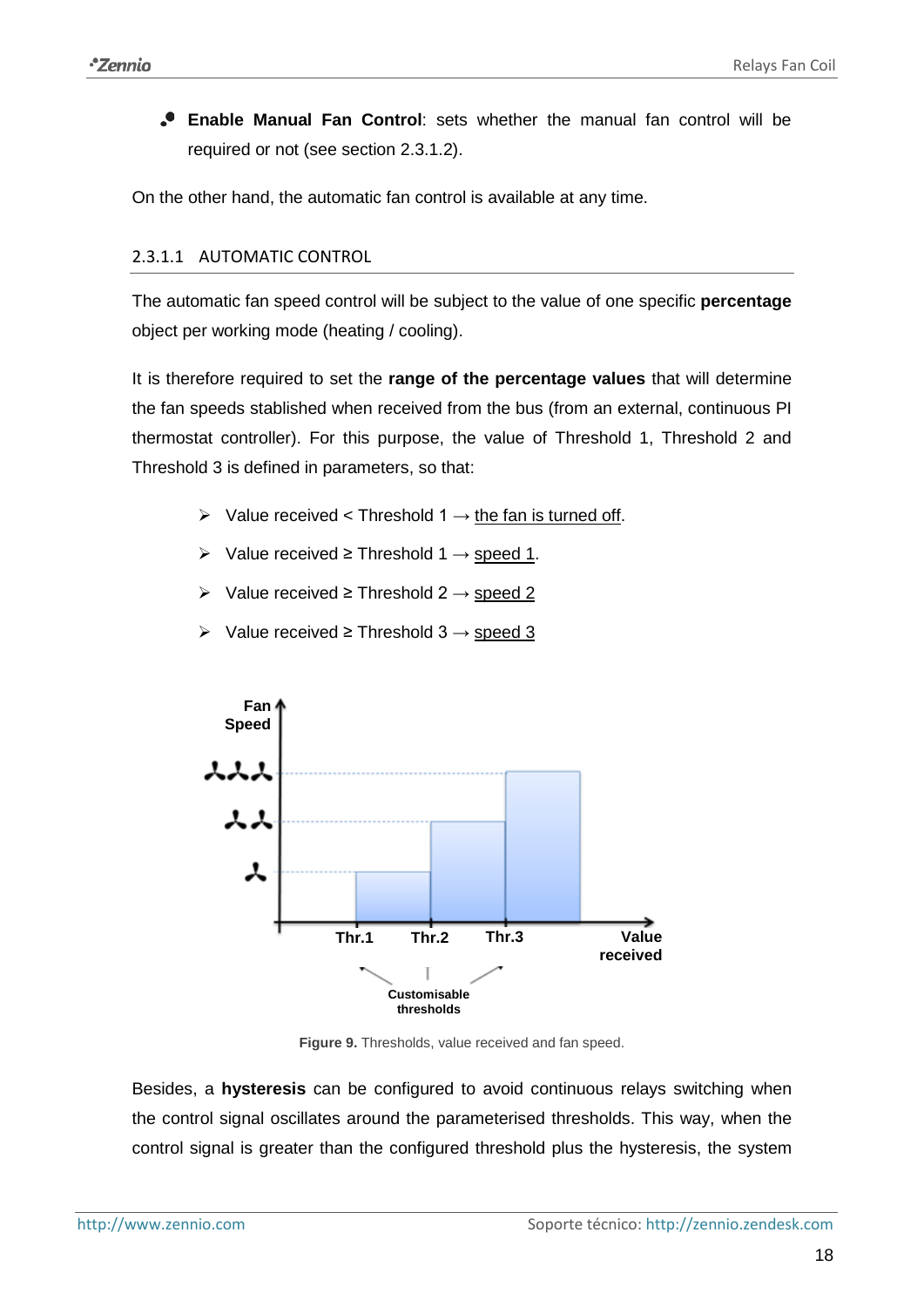- **Enable Manual Fan Control**: sets whether the manual fan control will be required or not (see section 2.3.1.2).

On the other hand, the automatic fan control is available at any time.

#### 2.3.1.1 AUTOMATIC CONTROL

The automatic fan speed control will be subject to the value of one specific **percentage** object per working mode (heating / cooling).

It is therefore required to set the **range of the percentage values** that will determine the fan speeds stablished when received from the bus (from an external, continuous PI thermostat controller). For this purpose, the value of Threshold 1, Threshold 2 and Threshold 3 is defined in parameters, so that:

- Value received < Threshold 1 → the fan is turned off.
- Value received ≥ Threshold 1 → speed 1.
- Value received ≥ Threshold 2 → speed 2
- Value received ≥ Threshold 3 → speed 3

**Figure 9.** Thresholds, value received and fan speed.

Besides, a **hysteresis** can be configured to avoid continuous relays switching when the control signal oscillates around the parameterised thresholds. This way, when the control signal is greater than the configured threshold plus the hysteresis, the system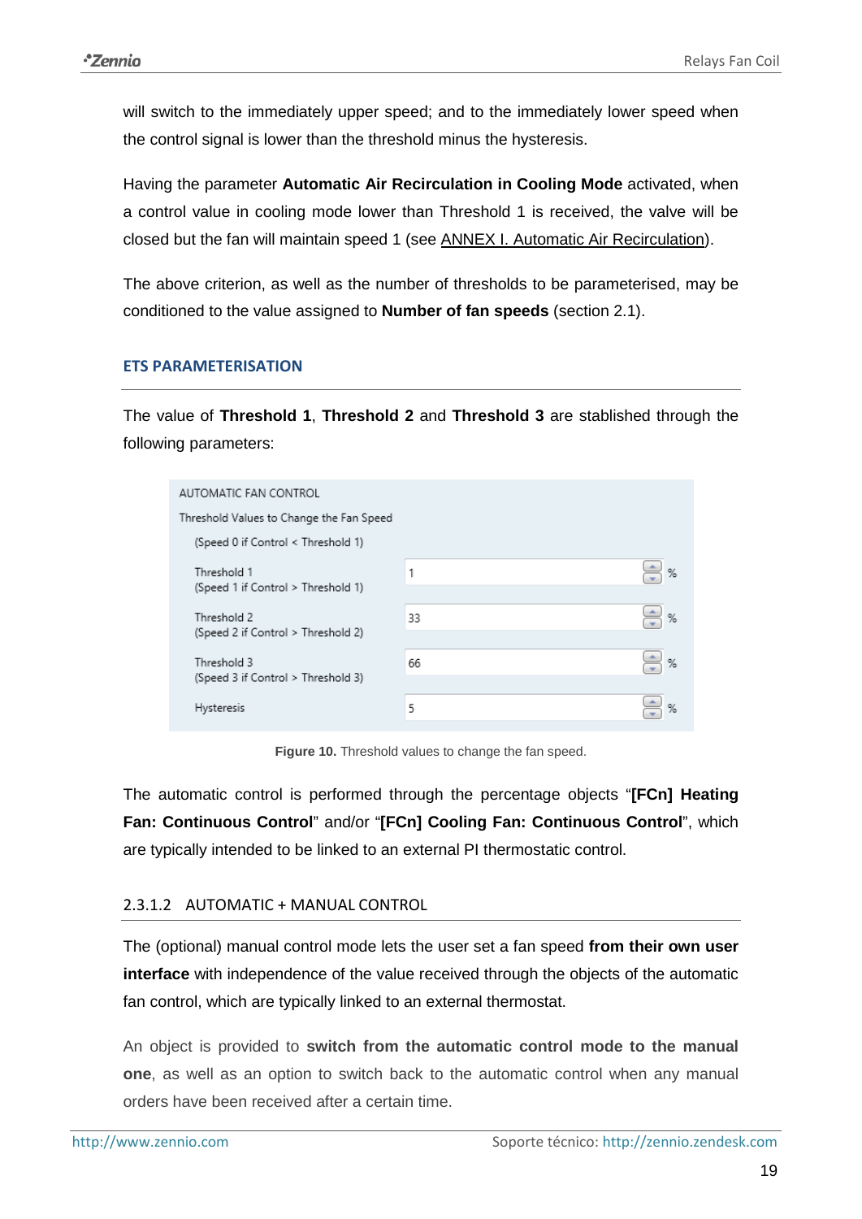will switch to the immediately upper speed; and to the immediately lower speed when the control signal is lower than the threshold minus the hysteresis.

Having the parameter **Automatic Air Recirculation in Cooling Mode** activated, when a control value in cooling mode lower than Threshold 1 is received, the valve will be closed but the fan will maintain speed 1 (see ANNEX I. Automatic Air Recirculation).

The above criterion, as well as the number of thresholds to be parameterised, may be conditioned to the value assigned to **Number of fan speeds** (section 2.1).

#### ETS PARAMETERISATION

The value of **Threshold 1**, **Threshold 2** and **Threshold 3** are stablished through the following parameters:

| AUTOMATIC FAN CONTROL | |
|---|---|
| Threshold Values to Change the Fan Speed | |
| (Speed 0 if Control < Threshold 1) | |
| Threshold 1 (Speed 1 if Control > Threshold 1) | 1 % |
| Threshold 2 (Speed 2 if Control > Threshold 2) | 33 % |
| Threshold 3 (Speed 3 if Control > Threshold 3) | 66 % |
| Hysteresis | 5 % |

**Figure 10.** Threshold values to change the fan speed.

The automatic control is performed through the percentage objects "**[FCn] Heating Fan: Continuous Control**" and/or "**[FCn] Cooling Fan: Continuous Control**", which are typically intended to be linked to an external PI thermostatic control.

### 2.3.1.2 AUTOMATIC + MANUAL CONTROL

The (optional) manual control mode lets the user set a fan speed **from their own user interface** with independence of the value received through the objects of the automatic fan control, which are typically linked to an external thermostat.

An object is provided to **switch from the automatic control mode to the manual one**, as well as an option to switch back to the automatic control when any manual orders have been received after a certain time.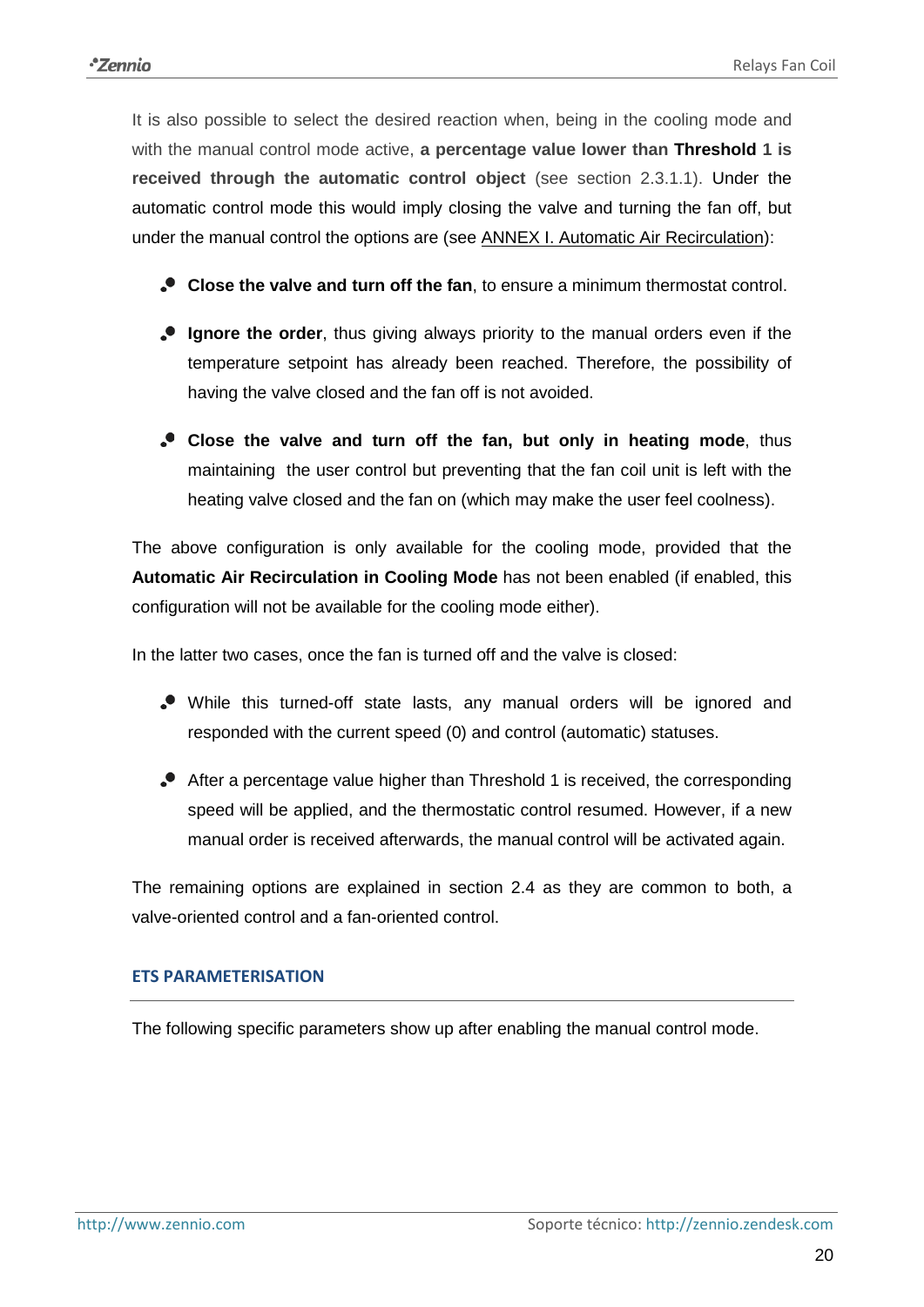It is also possible to select the desired reaction when, being in the cooling mode and with the manual control mode active, **a percentage value lower than Threshold 1 is received through the automatic control object** (see section 2.3.1.1). Under the automatic control mode this would imply closing the valve and turning the fan off, but under the manual control the options are (see ANNEX I. Automatic Air Recirculation):

- **Close the valve and turn off the fan**, to ensure a minimum thermostat control.
- **Ignore the order**, thus giving always priority to the manual orders even if the temperature setpoint has already been reached. Therefore, the possibility of having the valve closed and the fan off is not avoided.
- **Close the valve and turn off the fan, but only in heating mode**, thus maintaining the user control but preventing that the fan coil unit is left with the heating valve closed and the fan on (which may make the user feel coolness).

The above configuration is only available for the cooling mode, provided that the **Automatic Air Recirculation in Cooling Mode** has not been enabled (if enabled, this configuration will not be available for the cooling mode either).

In the latter two cases, once the fan is turned off and the valve is closed:

- While this turned-off state lasts, any manual orders will be ignored and responded with the current speed (0) and control (automatic) statuses.
- After a percentage value higher than Threshold 1 is received, the corresponding speed will be applied, and the thermostatic control resumed. However, if a new manual order is received afterwards, the manual control will be activated again.

The remaining options are explained in section 2.4 as they are common to both, a valve-oriented control and a fan-oriented control.

#### ETS PARAMETERISATION

The following specific parameters show up after enabling the manual control mode.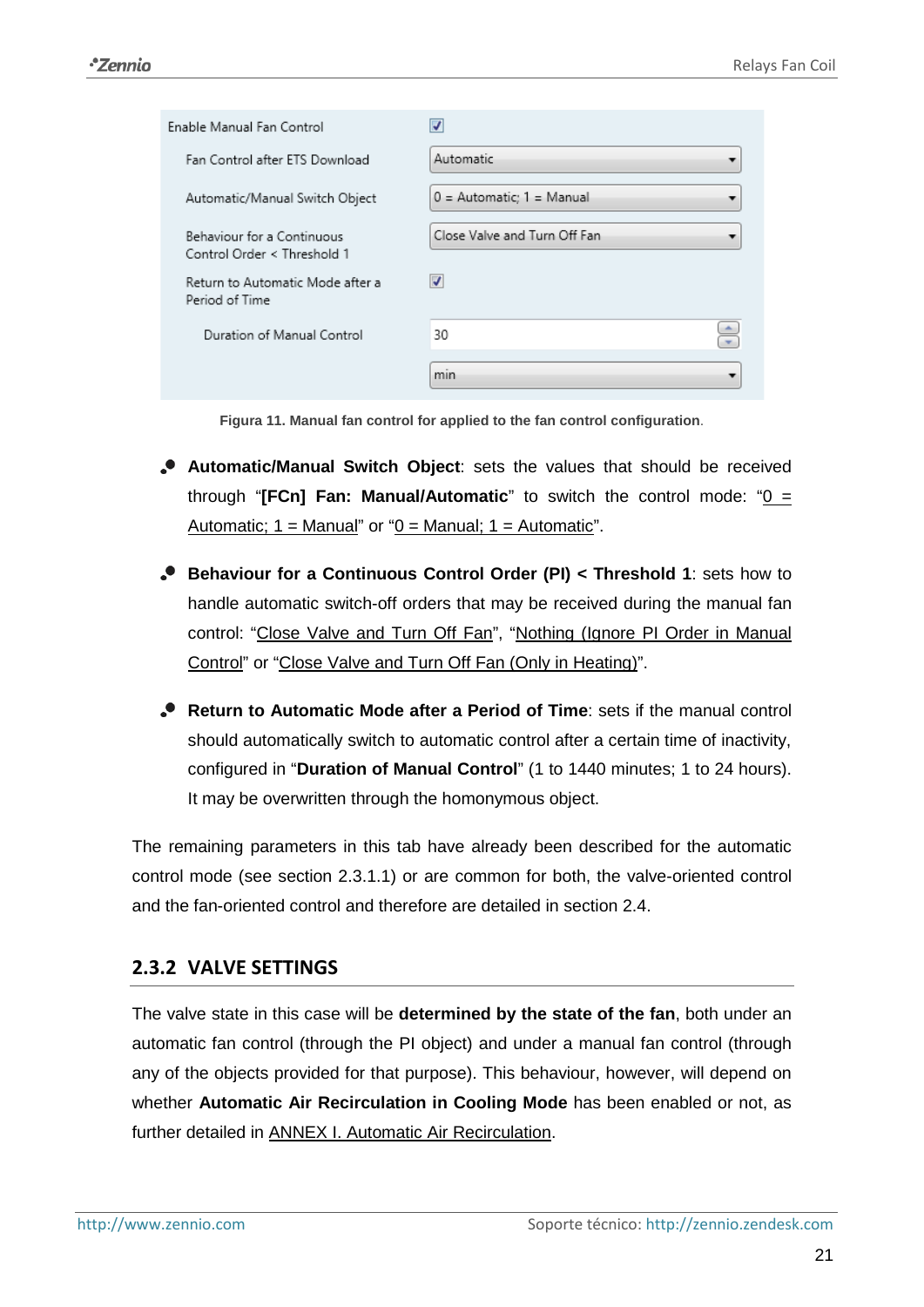Figura 11. Manual fan control for applied to the fan control configuration.

- **Automatic/Manual Switch Object**: sets the values that should be received through "**[FCn] Fan: Manual/Automatic**" to switch the control mode: "0 = Automatic; 1 = Manual" or "0 = Manual; 1 = Automatic".
- **Behaviour for a Continuous Control Order (PI) < Threshold 1**: sets how to handle automatic switch-off orders that may be received during the manual fan control: "Close Valve and Turn Off Fan", "Nothing (Ignore PI Order in Manual Control)" or "Close Valve and Turn Off Fan (Only in Heating)".
- **Return to Automatic Mode after a Period of Time**: sets if the manual control should automatically switch to automatic control after a certain time of inactivity, configured in "**Duration of Manual Control**" (1 to 1440 minutes; 1 to 24 hours). It may be overwritten through the homonymous object.

The remaining parameters in this tab have already been described for the automatic control mode (see section 2.3.1.1) or are common for both, the valve-oriented control and the fan-oriented control and therefore are detailed in section 2.4.

### 2.3.2 VALVE SETTINGS

The valve state in this case will be **determined by the state of the fan**, both under an automatic fan control (through the PI object) and under a manual fan control (through any of the objects provided for that purpose). This behaviour, however, will depend on whether **Automatic Air Recirculation in Cooling Mode** has been enabled or not, as further detailed in ANNEX I. Automatic Air Recirculation.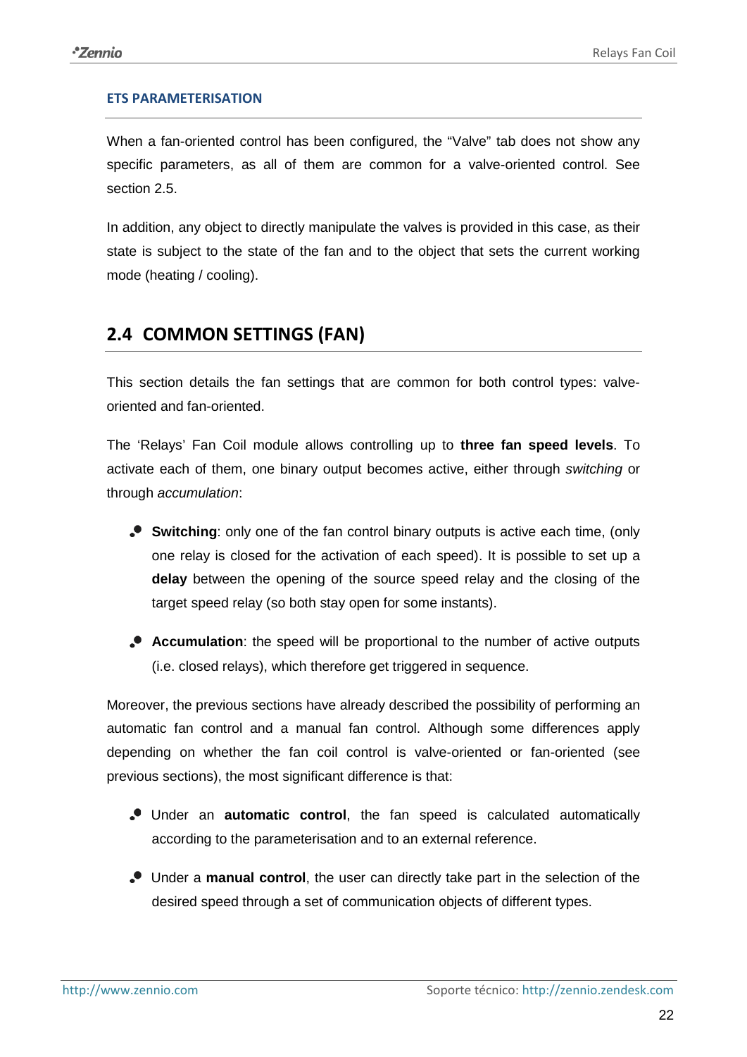**ETS PARAMETERISATION**

When a fan-oriented control has been configured, the “Valve” tab does not show any specific parameters, as all of them are common for a valve-oriented control. See section 2.5.

In addition, any object to directly manipulate the valves is provided in this case, as their state is subject to the state of the fan and to the object that sets the current working mode (heating / cooling).

## 2.4 COMMON SETTINGS (FAN)

This section details the fan settings that are common for both control types: valve-oriented and fan-oriented.

The ‘Relays’ Fan Coil module allows controlling up to **three fan speed levels**. To activate each of them, one binary output becomes active, either through *switching* or through *accumulation*:

- **Switching**: only one of the fan control binary outputs is active each time, (only one relay is closed for the activation of each speed). It is possible to set up a **delay** between the opening of the source speed relay and the closing of the target speed relay (so both stay open for some instants).
- **Accumulation**: the speed will be proportional to the number of active outputs (i.e. closed relays), which therefore get triggered in sequence.

Moreover, the previous sections have already described the possibility of performing an automatic fan control and a manual fan control. Although some differences apply depending on whether the fan coil control is valve-oriented or fan-oriented (see previous sections), the most significant difference is that:

- Under an **automatic control**, the fan speed is calculated automatically according to the parameterisation and to an external reference.
- Under a **manual control**, the user can directly take part in the selection of the desired speed through a set of communication objects of different types.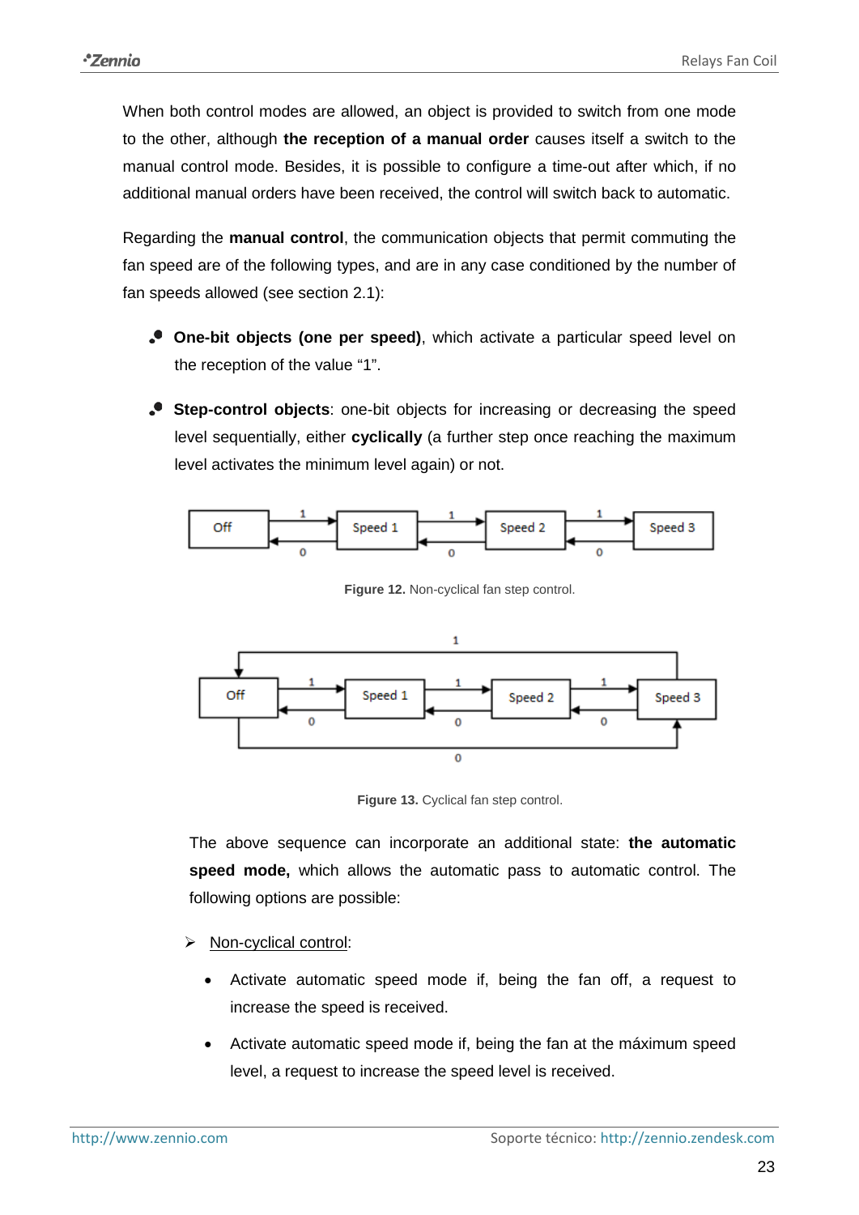When both control modes are allowed, an object is provided to switch from one mode to the other, although **the reception of a manual order** causes itself a switch to the manual control mode. Besides, it is possible to configure a time-out after which, if no additional manual orders have been received, the control will switch back to automatic.

Regarding the **manual control**, the communication objects that permit commuting the fan speed are of the following types, and are in any case conditioned by the number of fan speeds allowed (see section 2.1):

- **One-bit objects (one per speed)**, which activate a particular speed level on the reception of the value "1".
- **Step-control objects**: one-bit objects for increasing or decreasing the speed level sequentially, either **cyclically** (a further step once reaching the maximum level activates the minimum level again) or not.

**Figure 12.** Non-cyclical fan step control.

**Figure 13.** Cyclical fan step control.

The above sequence can incorporate an additional state: **the automatic speed mode,** which allows the automatic pass to automatic control. The following options are possible:

- Non-cyclical control:
  - Activate automatic speed mode if, being the fan off, a request to increase the speed is received.
  - Activate automatic speed mode if, being the fan at the máximum speed level, a request to increase the speed level is received.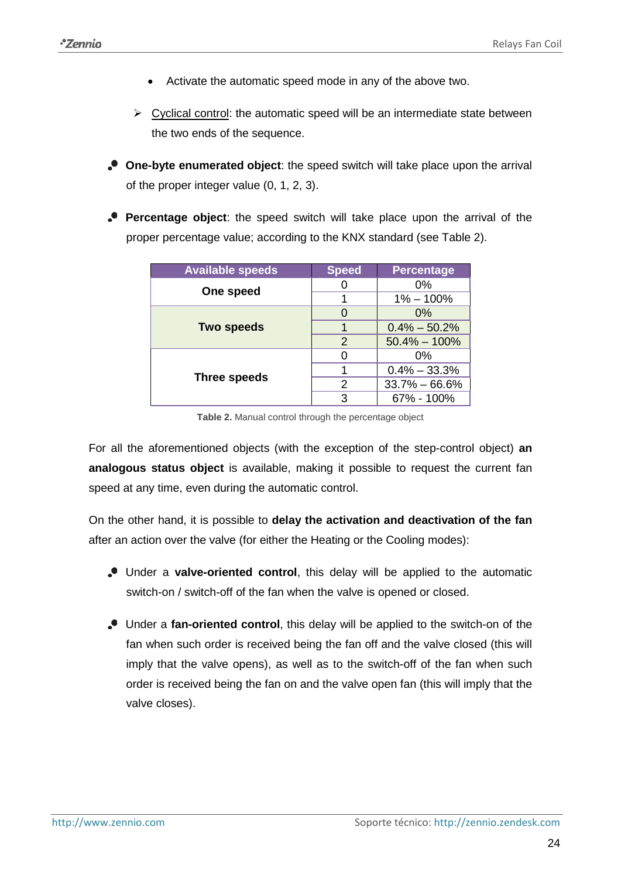- Activate the automatic speed mode in any of the above two.

  - Cyclical control: the automatic speed will be an intermediate state between the two ends of the sequence.

- **One-byte enumerated object**: the speed switch will take place upon the arrival of the proper integer value (0, 1, 2, 3).

- **Percentage object**: the speed switch will take place upon the arrival of the proper percentage value; according to the KNX standard (see Table 2).

| Available speeds | Speed | Percentage |
|---|---|---|
| **One speed** | 0 | 0% |
| | 1 | 1% – 100% |
| **Two speeds** | 0 | 0% |
| | 1 | 0.4% – 50.2% |
| | 2 | 50.4% – 100% |
| **Three speeds** | 0 | 0% |
| | 1 | 0.4% – 33.3% |
| | 2 | 33.7% – 66.6% |
| | 3 | 67% - 100% |

**Table 2.** Manual control through the percentage object

For all the aforementioned objects (with the exception of the step-control object) **an analogous status object** is available, making it possible to request the current fan speed at any time, even during the automatic control.

On the other hand, it is possible to **delay the activation and deactivation of the fan** after an action over the valve (for either the Heating or the Cooling modes):

- Under a **valve-oriented control**, this delay will be applied to the automatic switch-on / switch-off of the fan when the valve is opened or closed.

- Under a **fan-oriented control**, this delay will be applied to the switch-on of the fan when such order is received being the fan off and the valve closed (this will imply that the valve opens), as well as to the switch-off of the fan when such order is received being the fan on and the valve open fan (this will imply that the valve closes).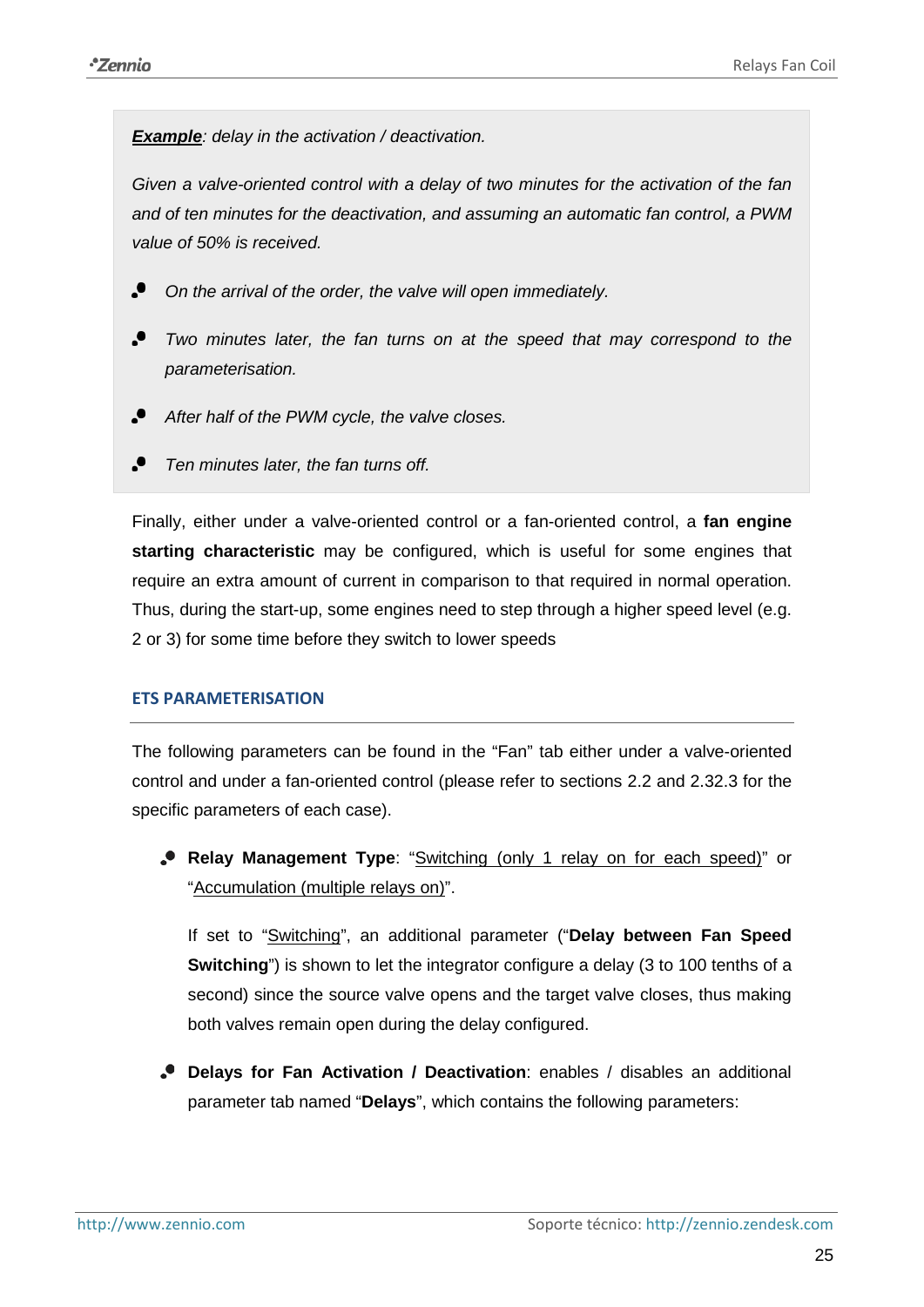> ***Example**: delay in the activation / deactivation.*
>
> *Given a valve-oriented control with a delay of two minutes for the activation of the fan and of ten minutes for the deactivation, and assuming an automatic fan control, a PWM value of 50% is received.*
>
> - *On the arrival of the order, the valve will open immediately.*
> - *Two minutes later, the fan turns on at the speed that may correspond to the parameterisation.*
> - *After half of the PWM cycle, the valve closes.*
> - *Ten minutes later, the fan turns off.*

Finally, either under a valve-oriented control or a fan-oriented control, a **fan engine starting characteristic** may be configured, which is useful for some engines that require an extra amount of current in comparison to that required in normal operation. Thus, during the start-up, some engines need to step through a higher speed level (e.g. 2 or 3) for some time before they switch to lower speeds

#### ETS PARAMETERISATION

The following parameters can be found in the "Fan" tab either under a valve-oriented control and under a fan-oriented control (please refer to sections 2.2 and 2.32.3 for the specific parameters of each case).

- **Relay Management Type**: "Switching (only 1 relay on for each speed)" or "Accumulation (multiple relays on)".

  If set to "Switching", an additional parameter ("**Delay between Fan Speed Switching**") is shown to let the integrator configure a delay (3 to 100 tenths of a second) since the source valve opens and the target valve closes, thus making both valves remain open during the delay configured.

- **Delays for Fan Activation / Deactivation**: enables / disables an additional parameter tab named "**Delays**", which contains the following parameters: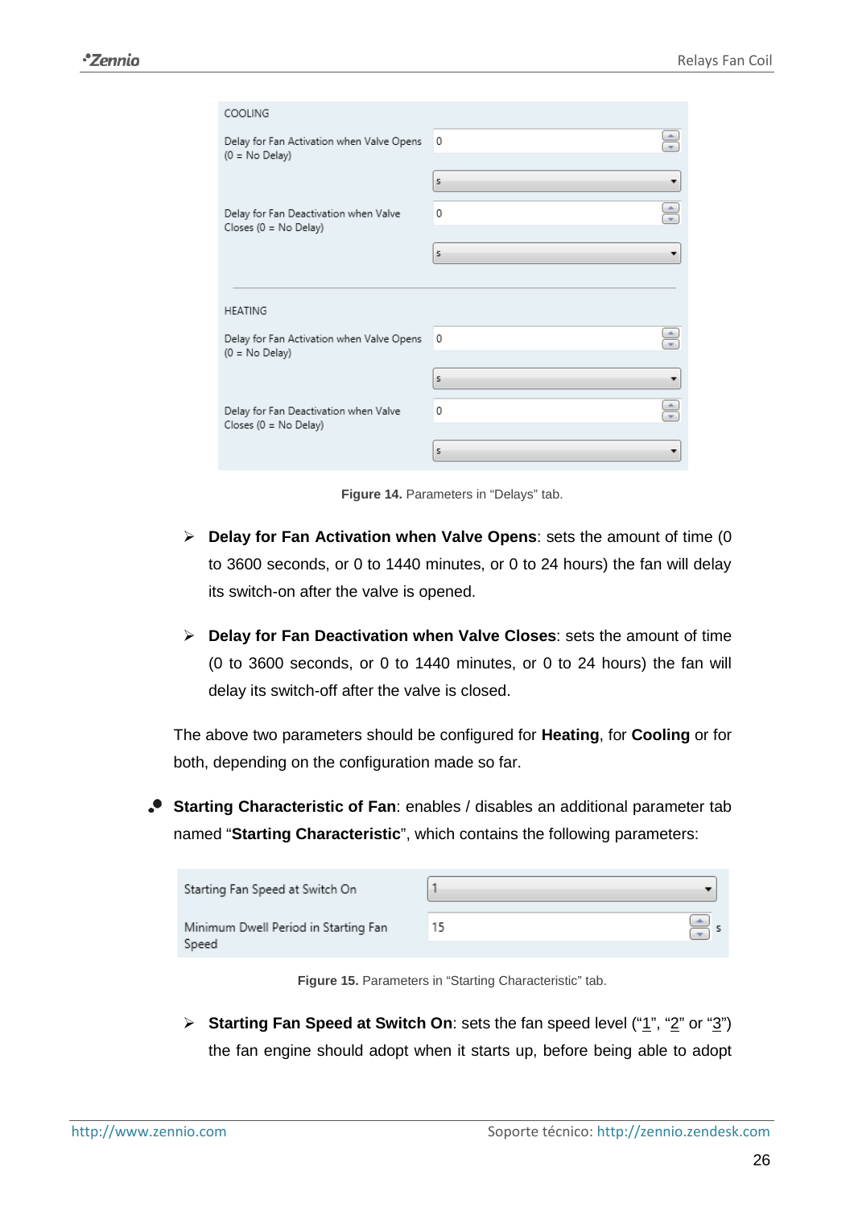Figure 14. Parameters in “Delays” tab.

- **Delay for Fan Activation when Valve Opens**: sets the amount of time (0 to 3600 seconds, or 0 to 1440 minutes, or 0 to 24 hours) the fan will delay its switch-on after the valve is opened.

- **Delay for Fan Deactivation when Valve Closes**: sets the amount of time (0 to 3600 seconds, or 0 to 1440 minutes, or 0 to 24 hours) the fan will delay its switch-off after the valve is closed.

The above two parameters should be configured for **Heating**, for **Cooling** or for both, depending on the configuration made so far.

- **Starting Characteristic of Fan**: enables / disables an additional parameter tab named “**Starting Characteristic**”, which contains the following parameters:

Figure 15. Parameters in “Starting Characteristic” tab.

- **Starting Fan Speed at Switch On**: sets the fan speed level (“1”, “2” or “3”) the fan engine should adopt when it starts up, before being able to adopt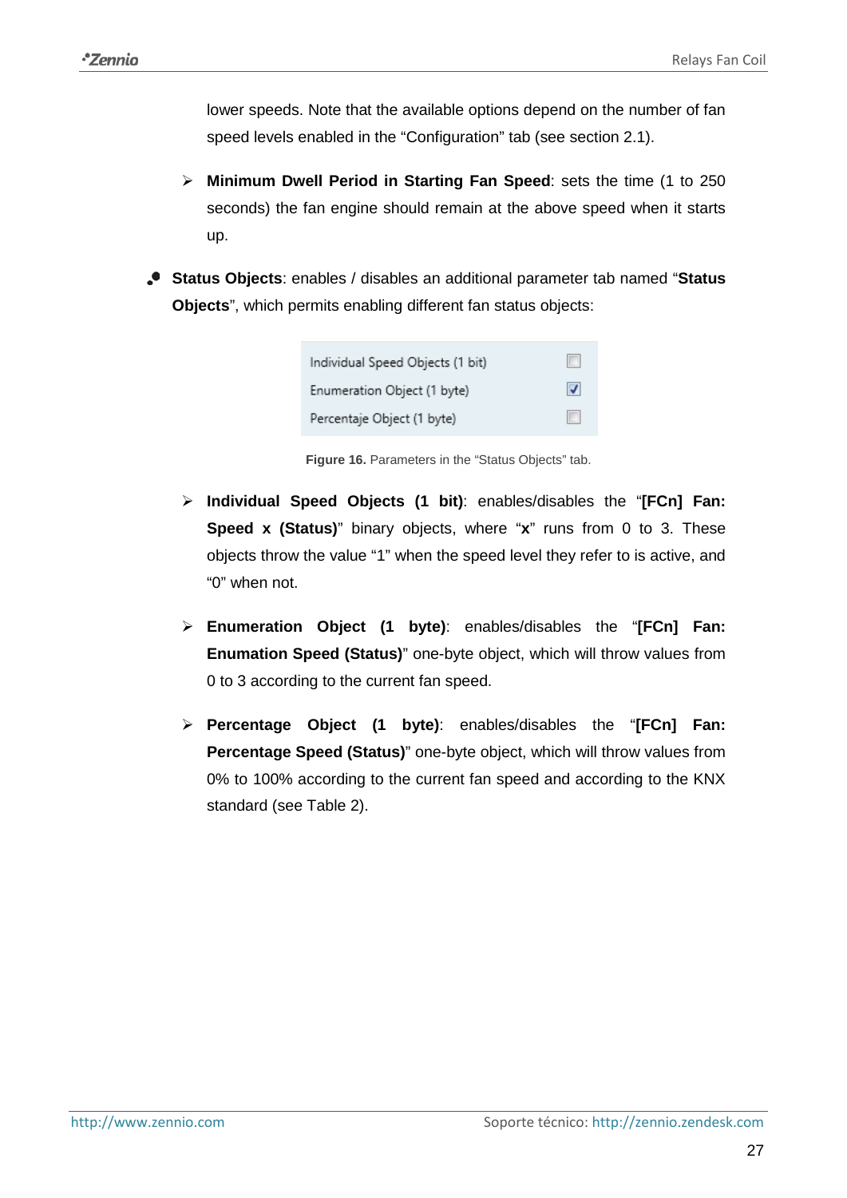lower speeds. Note that the available options depend on the number of fan speed levels enabled in the "Configuration" tab (see section 2.1).

- **Minimum Dwell Period in Starting Fan Speed**: sets the time (1 to 250 seconds) the fan engine should remain at the above speed when it starts up.

- **Status Objects**: enables / disables an additional parameter tab named "**Status Objects**", which permits enabling different fan status objects:

| | |
|---|---|
| Individual Speed Objects (1 bit) | ☐ |
| Enumeration Object (1 byte) | ☑ |
| Percentaje Object (1 byte) | ☐ |

**Figure 16.** Parameters in the "Status Objects" tab.

- **Individual Speed Objects (1 bit)**: enables/disables the "**[FCn] Fan: Speed x (Status)**" binary objects, where "**x**" runs from 0 to 3. These objects throw the value "1" when the speed level they refer to is active, and "0" when not.

- **Enumeration Object (1 byte)**: enables/disables the "**[FCn] Fan: Enumation Speed (Status)**" one-byte object, which will throw values from 0 to 3 according to the current fan speed.

- **Percentage Object (1 byte)**: enables/disables the "**[FCn] Fan: Percentage Speed (Status)**" one-byte object, which will throw values from 0% to 100% according to the current fan speed and according to the KNX standard (see Table 2).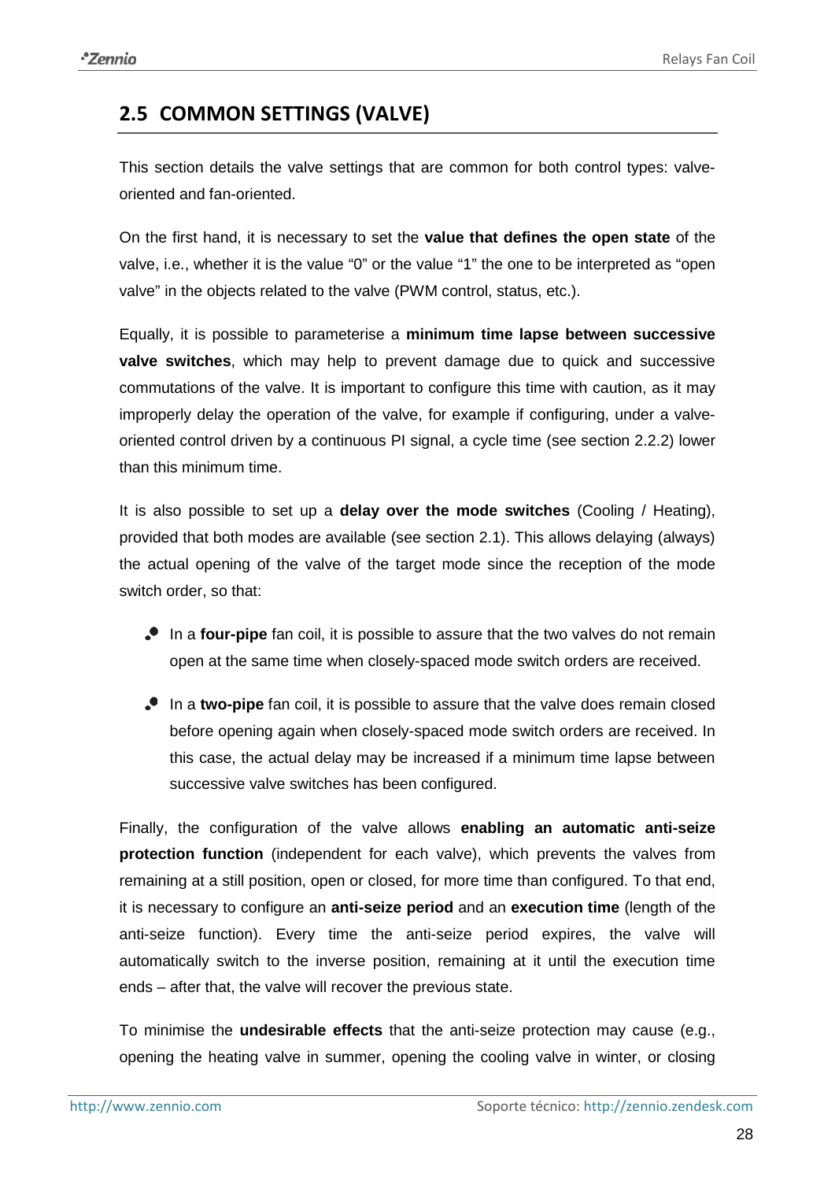## 2.5 COMMON SETTINGS (VALVE)

This section details the valve settings that are common for both control types: valve-oriented and fan-oriented.

On the first hand, it is necessary to set the **value that defines the open state** of the valve, i.e., whether it is the value "0" or the value "1" the one to be interpreted as "open valve" in the objects related to the valve (PWM control, status, etc.).

Equally, it is possible to parameterise a **minimum time lapse between successive valve switches**, which may help to prevent damage due to quick and successive commutations of the valve. It is important to configure this time with caution, as it may improperly delay the operation of the valve, for example if configuring, under a valve-oriented control driven by a continuous PI signal, a cycle time (see section 2.2.2) lower than this minimum time.

It is also possible to set up a **delay over the mode switches** (Cooling / Heating), provided that both modes are available (see section 2.1). This allows delaying (always) the actual opening of the valve of the target mode since the reception of the mode switch order, so that:

- In a **four-pipe** fan coil, it is possible to assure that the two valves do not remain open at the same time when closely-spaced mode switch orders are received.
- In a **two-pipe** fan coil, it is possible to assure that the valve does remain closed before opening again when closely-spaced mode switch orders are received. In this case, the actual delay may be increased if a minimum time lapse between successive valve switches has been configured.

Finally, the configuration of the valve allows **enabling an automatic anti-seize protection function** (independent for each valve), which prevents the valves from remaining at a still position, open or closed, for more time than configured. To that end, it is necessary to configure an **anti-seize period** and an **execution time** (length of the anti-seize function). Every time the anti-seize period expires, the valve will automatically switch to the inverse position, remaining at it until the execution time ends – after that, the valve will recover the previous state.

To minimise the **undesirable effects** that the anti-seize protection may cause (e.g., opening the heating valve in summer, opening the cooling valve in winter, or closing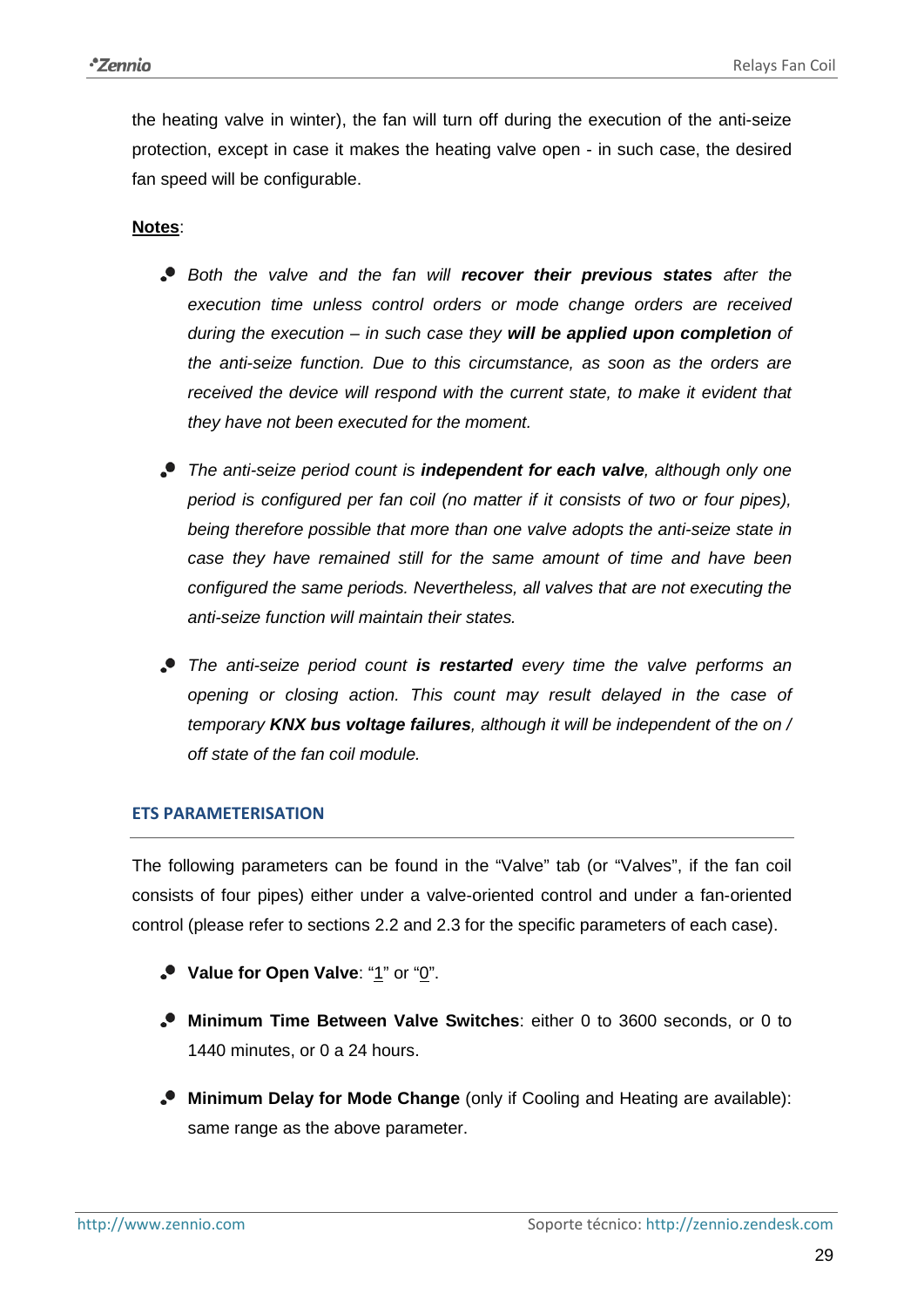the heating valve in winter), the fan will turn off during the execution of the anti-seize protection, except in case it makes the heating valve open - in such case, the desired fan speed will be configurable.

**Notes**:

- *Both the valve and the fan will **recover their previous states** after the execution time unless control orders or mode change orders are received during the execution – in such case they **will be applied upon completion** of the anti-seize function. Due to this circumstance, as soon as the orders are received the device will respond with the current state, to make it evident that they have not been executed for the moment.*

- *The anti-seize period count is **independent for each valve**, although only one period is configured per fan coil (no matter if it consists of two or four pipes), being therefore possible that more than one valve adopts the anti-seize state in case they have remained still for the same amount of time and have been configured the same periods. Nevertheless, all valves that are not executing the anti-seize function will maintain their states.*

- *The anti-seize period count **is restarted** every time the valve performs an opening or closing action. This count may result delayed in the case of temporary **KNX bus voltage failures**, although it will be independent of the on / off state of the fan coil module.*

### ETS PARAMETERISATION

The following parameters can be found in the "Valve" tab (or "Valves", if the fan coil consists of four pipes) either under a valve-oriented control and under a fan-oriented control (please refer to sections 2.2 and 2.3 for the specific parameters of each case).

- **Value for Open Valve**: "<u>1</u>" or "<u>0</u>".

- **Minimum Time Between Valve Switches**: either 0 to 3600 seconds, or 0 to 1440 minutes, or 0 a 24 hours.

- **Minimum Delay for Mode Change** (only if Cooling and Heating are available): same range as the above parameter.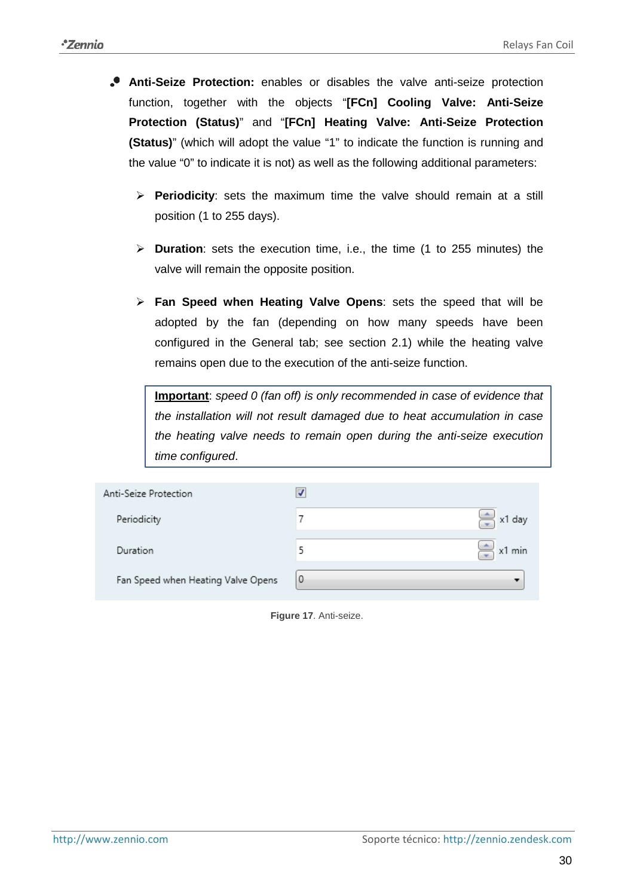- **Anti-Seize Protection:** enables or disables the valve anti-seize protection function, together with the objects "**[FCn] Cooling Valve: Anti-Seize Protection (Status)**" and "**[FCn] Heating Valve: Anti-Seize Protection (Status)**" (which will adopt the value "1" to indicate the function is running and the value "0" to indicate it is not) as well as the following additional parameters:

  - **Periodicity**: sets the maximum time the valve should remain at a still position (1 to 255 days).

  - **Duration**: sets the execution time, i.e., the time (1 to 255 minutes) the valve will remain the opposite position.

  - **Fan Speed when Heating Valve Opens**: sets the speed that will be adopted by the fan (depending on how many speeds have been configured in the General tab; see section 2.1) while the heating valve remains open due to the execution of the anti-seize function.

> **Important**: *speed 0 (fan off) is only recommended in case of evidence that the installation will not result damaged due to heat accumulation in case the heating valve needs to remain open during the anti-seize execution time configured*.

| Anti-Seize Protection | ☑ | |
|---|---|---|
| Periodicity | 7 | x1 day |
| Duration | 5 | x1 min |
| Fan Speed when Heating Valve Opens | 0 | |

**Figure 17**. Anti-seize.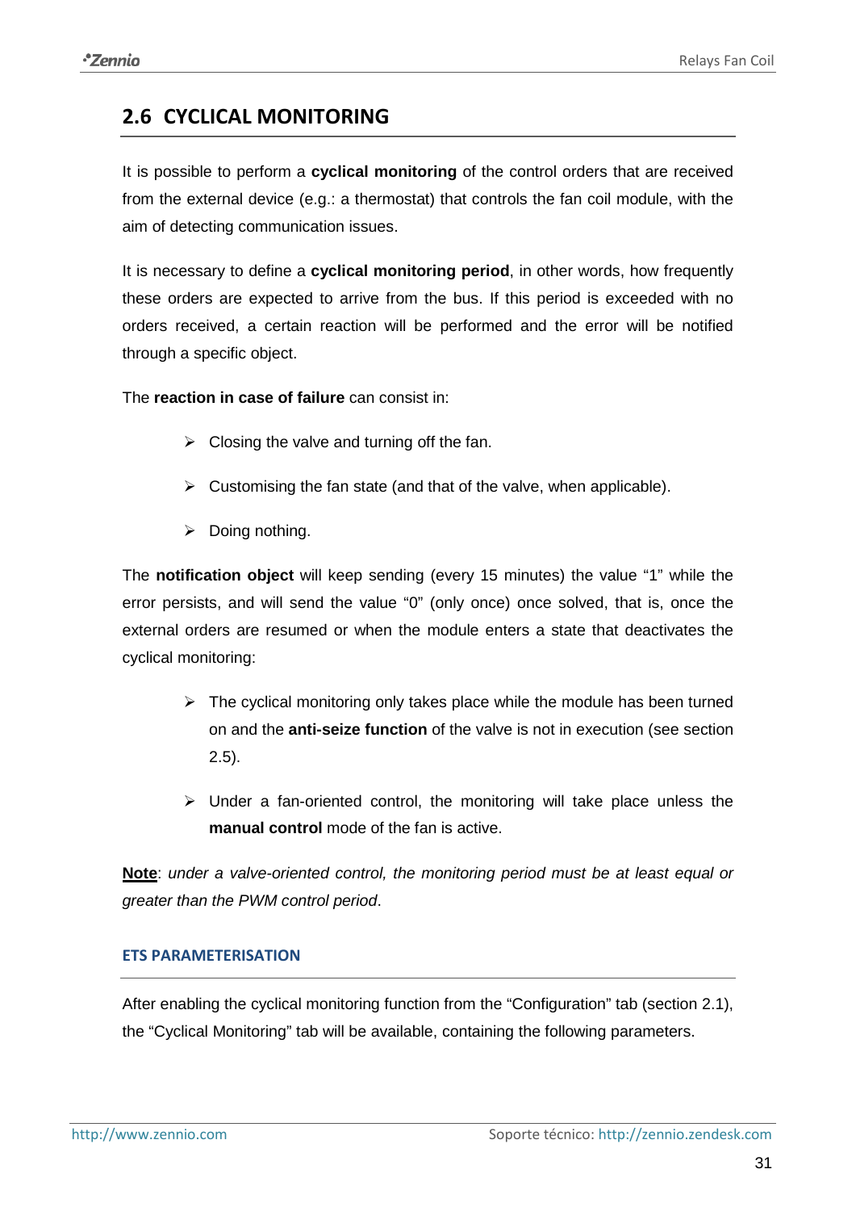## 2.6 CYCLICAL MONITORING

It is possible to perform a **cyclical monitoring** of the control orders that are received from the external device (e.g.: a thermostat) that controls the fan coil module, with the aim of detecting communication issues.

It is necessary to define a **cyclical monitoring period**, in other words, how frequently these orders are expected to arrive from the bus. If this period is exceeded with no orders received, a certain reaction will be performed and the error will be notified through a specific object.

The **reaction in case of failure** can consist in:

- Closing the valve and turning off the fan.
- Customising the fan state (and that of the valve, when applicable).
- Doing nothing.

The **notification object** will keep sending (every 15 minutes) the value "1" while the error persists, and will send the value "0" (only once) once solved, that is, once the external orders are resumed or when the module enters a state that deactivates the cyclical monitoring:

- The cyclical monitoring only takes place while the module has been turned on and the **anti-seize function** of the valve is not in execution (see section 2.5).
- Under a fan-oriented control, the monitoring will take place unless the **manual control** mode of the fan is active.

**Note**: *under a valve-oriented control, the monitoring period must be at least equal or greater than the PWM control period*.

#### ETS PARAMETERISATION

After enabling the cyclical monitoring function from the "Configuration" tab (section 2.1), the "Cyclical Monitoring" tab will be available, containing the following parameters.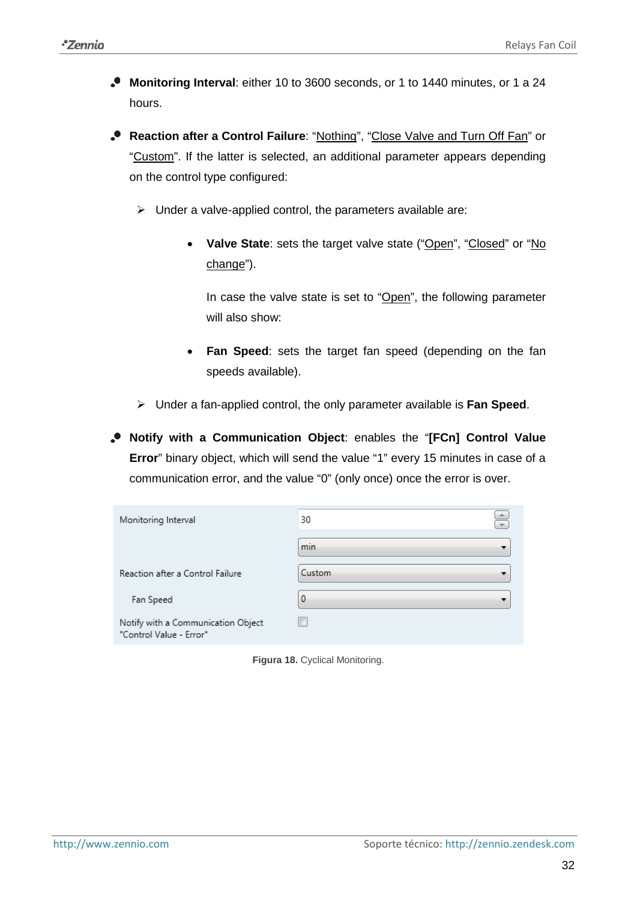- **Monitoring Interval**: either 10 to 3600 seconds, or 1 to 1440 minutes, or 1 a 24 hours.

- **Reaction after a Control Failure**: "Nothing", "Close Valve and Turn Off Fan" or "Custom". If the latter is selected, an additional parameter appears depending on the control type configured:

  - Under a valve-applied control, the parameters available are:

    - **Valve State**: sets the target valve state ("Open", "Closed" or "No change").

      In case the valve state is set to "Open", the following parameter will also show:

    - **Fan Speed**: sets the target fan speed (depending on the fan speeds available).

  - Under a fan-applied control, the only parameter available is **Fan Speed**.

- **Notify with a Communication Object**: enables the "**[FCn] Control Value Error**" binary object, which will send the value "1" every 15 minutes in case of a communication error, and the value "0" (only once) once the error is over.

| Parameter | Value |
| --- | --- |
| Monitoring Interval | 30 |
| | min |
| Reaction after a Control Failure | Custom |
| Fan Speed | 0 |
| Notify with a Communication Object "Control Value - Error" | ☐ |

**Figura 18.** Cyclical Monitoring.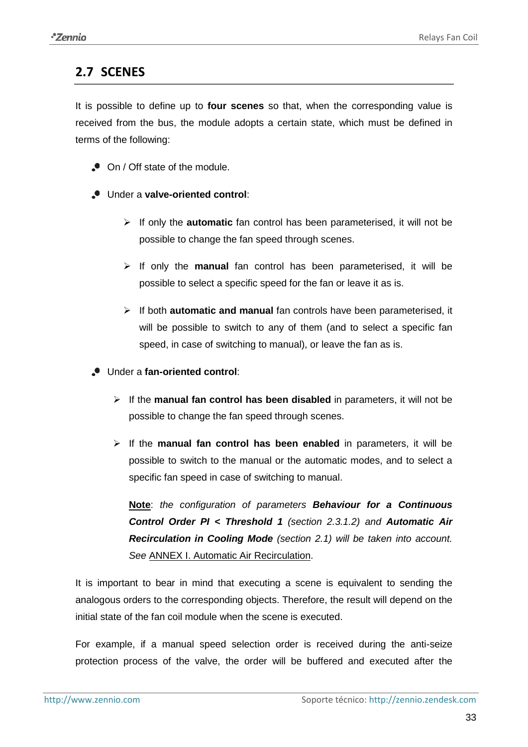## 2.7 SCENES

It is possible to define up to **four scenes** so that, when the corresponding value is received from the bus, the module adopts a certain state, which must be defined in terms of the following:

- On / Off state of the module.
- Under a **valve-oriented control**:
  - If only the **automatic** fan control has been parameterised, it will not be possible to change the fan speed through scenes.
  - If only the **manual** fan control has been parameterised, it will be possible to select a specific speed for the fan or leave it as is.
  - If both **automatic and manual** fan controls have been parameterised, it will be possible to switch to any of them (and to select a specific fan speed, in case of switching to manual), or leave the fan as is.
- Under a **fan-oriented control**:
  - If the **manual fan control has been disabled** in parameters, it will not be possible to change the fan speed through scenes.
  - If the **manual fan control has been enabled** in parameters, it will be possible to switch to the manual or the automatic modes, and to select a specific fan speed in case of switching to manual.

    **Note**: *the configuration of parameters **Behaviour for a Continuous Control Order PI < Threshold 1** (section 2.3.1.2) and **Automatic Air Recirculation in Cooling Mode** (section 2.1) will be taken into account. See* ANNEX I. Automatic Air Recirculation.

It is important to bear in mind that executing a scene is equivalent to sending the analogous orders to the corresponding objects. Therefore, the result will depend on the initial state of the fan coil module when the scene is executed.

For example, if a manual speed selection order is received during the anti-seize protection process of the valve, the order will be buffered and executed after the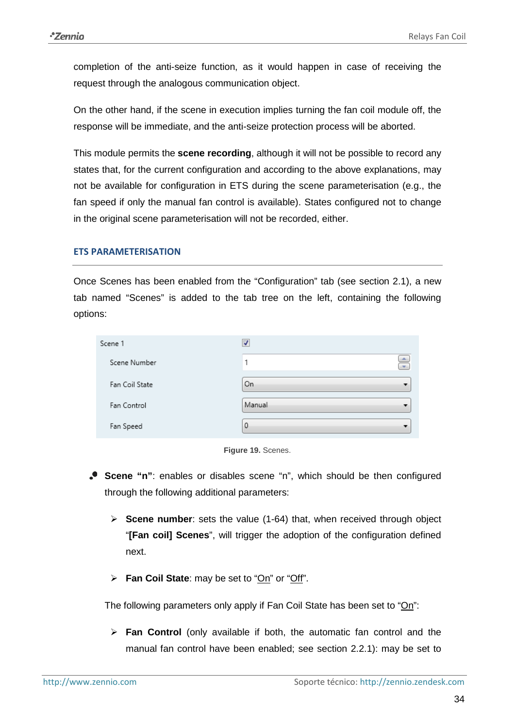completion of the anti-seize function, as it would happen in case of receiving the request through the analogous communication object.

On the other hand, if the scene in execution implies turning the fan coil module off, the response will be immediate, and the anti-seize protection process will be aborted.

This module permits the **scene recording**, although it will not be possible to record any states that, for the current configuration and according to the above explanations, may not be available for configuration in ETS during the scene parameterisation (e.g., the fan speed if only the manual fan control is available). States configured not to change in the original scene parameterisation will not be recorded, either.

### ETS PARAMETERISATION

Once Scenes has been enabled from the "Configuration" tab (see section 2.1), a new tab named "Scenes" is added to the tab tree on the left, containing the following options:

| Scene 1 | ☑ |
|---|---|
| Scene Number | 1 |
| Fan Coil State | On |
| Fan Control | Manual |
| Fan Speed | 0 |

**Figure 19.** Scenes.

- **Scene "n"**: enables or disables scene "n", which should be then configured through the following additional parameters:

  - **Scene number**: sets the value (1-64) that, when received through object "**[Fan coil] Scenes**", will trigger the adoption of the configuration defined next.

  - **Fan Coil State**: may be set to "On" or "Off".

  The following parameters only apply if Fan Coil State has been set to "On":

  - **Fan Control** (only available if both, the automatic fan control and the manual fan control have been enabled; see section 2.2.1): may be set to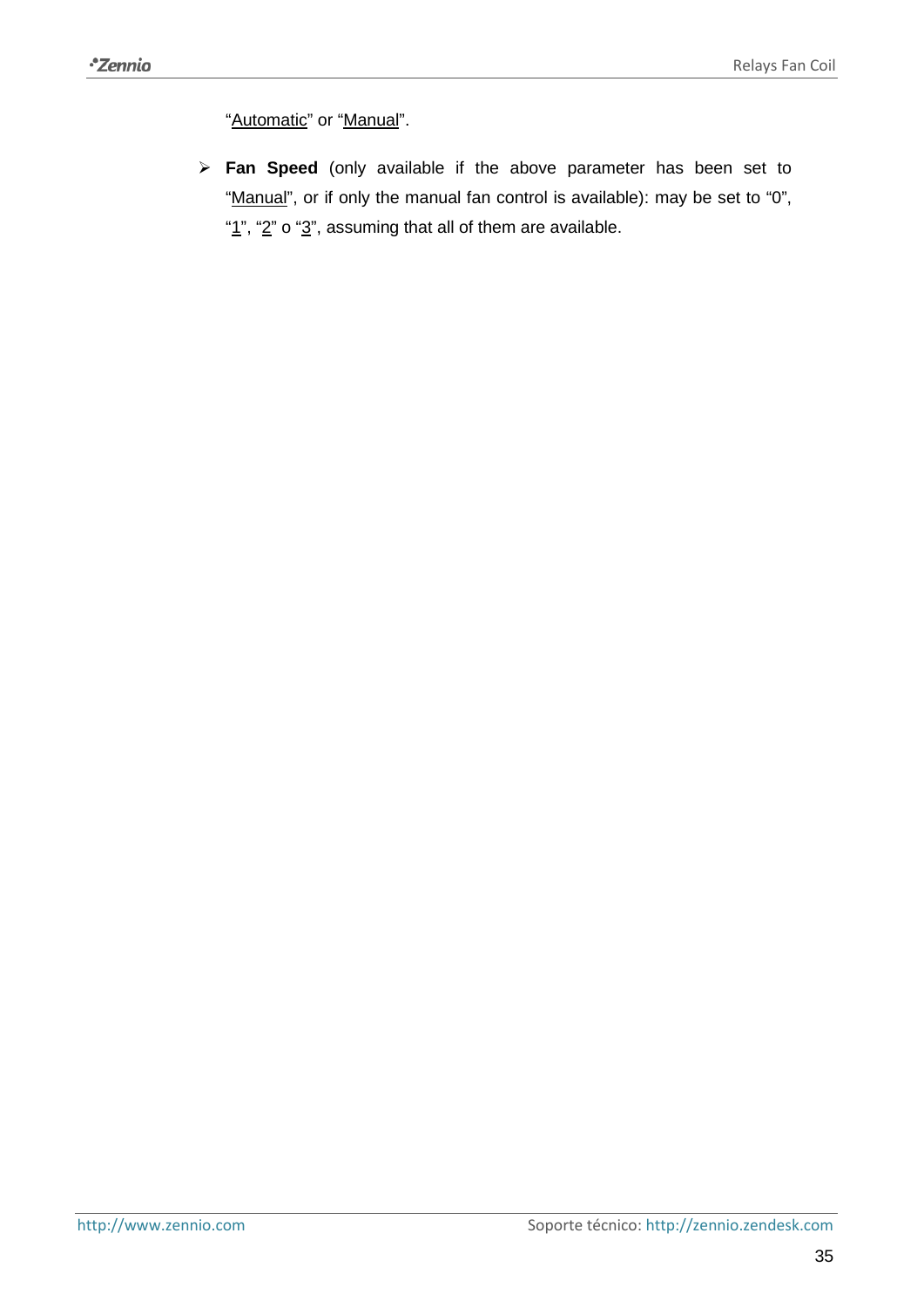"Automatic" or "Manual".

- **Fan Speed** (only available if the above parameter has been set to "Manual", or if only the manual fan control is available): may be set to "0", "1", "2" o "3", assuming that all of them are available.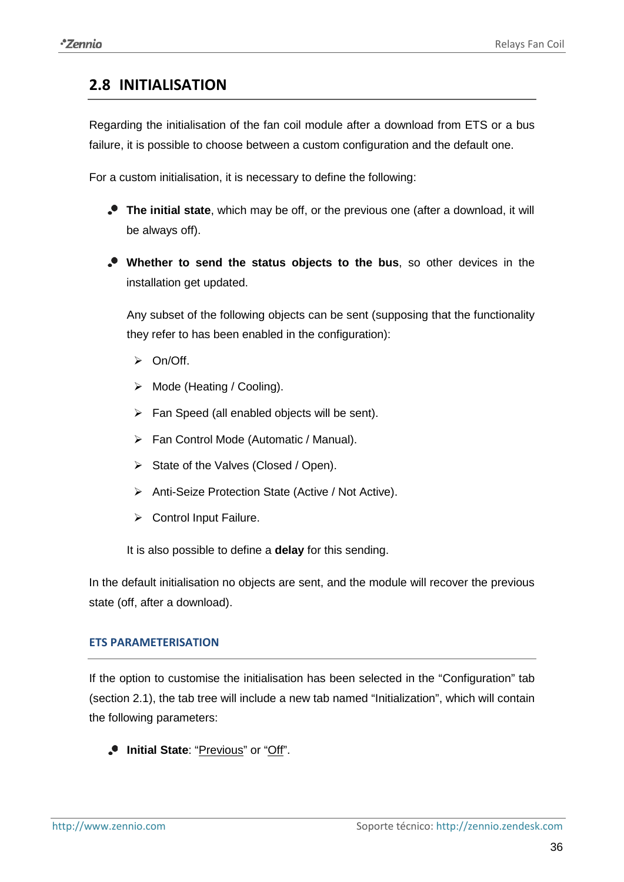## 2.8 INITIALISATION

Regarding the initialisation of the fan coil module after a download from ETS or a bus failure, it is possible to choose between a custom configuration and the default one.

For a custom initialisation, it is necessary to define the following:

- **The initial state**, which may be off, or the previous one (after a download, it will be always off).
- **Whether to send the status objects to the bus**, so other devices in the installation get updated.

  Any subset of the following objects can be sent (supposing that the functionality they refer to has been enabled in the configuration):

  - On/Off.
  - Mode (Heating / Cooling).
  - Fan Speed (all enabled objects will be sent).
  - Fan Control Mode (Automatic / Manual).
  - State of the Valves (Closed / Open).
  - Anti-Seize Protection State (Active / Not Active).
  - Control Input Failure.

  It is also possible to define a **delay** for this sending.

In the default initialisation no objects are sent, and the module will recover the previous state (off, after a download).

### ETS PARAMETERISATION

If the option to customise the initialisation has been selected in the "Configuration" tab (section 2.1), the tab tree will include a new tab named "Initialization", which will contain the following parameters:

- **Initial State**: "Previous" or "Off".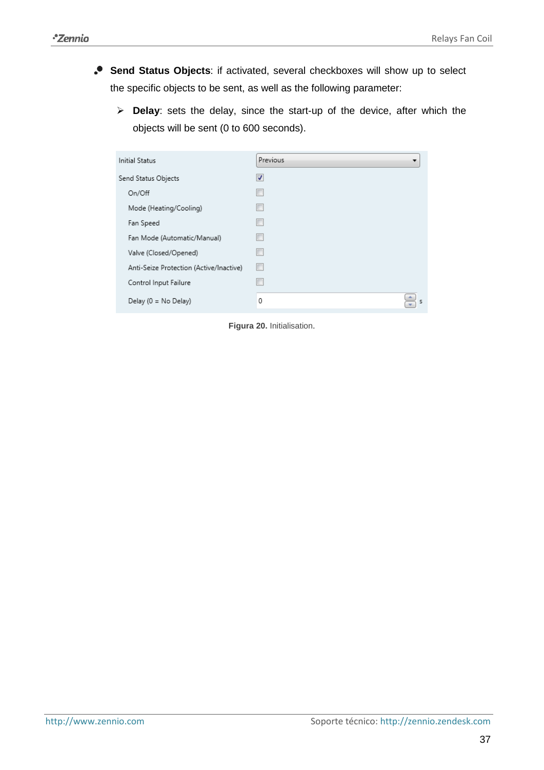- **Send Status Objects**: if activated, several checkboxes will show up to select the specific objects to be sent, as well as the following parameter:

  - **Delay**: sets the delay, since the start-up of the device, after which the objects will be sent (0 to 600 seconds).

| | |
|---|---|
| Initial Status | Previous |
| Send Status Objects | ☑ |
| On/Off | ☐ |
| Mode (Heating/Cooling) | ☐ |
| Fan Speed | ☐ |
| Fan Mode (Automatic/Manual) | ☐ |
| Valve (Closed/Opened) | ☐ |
| Anti-Seize Protection (Active/Inactive) | ☐ |
| Control Input Failure | ☐ |
| Delay (0 = No Delay) | 0 s |

**Figura 20.** Initialisation.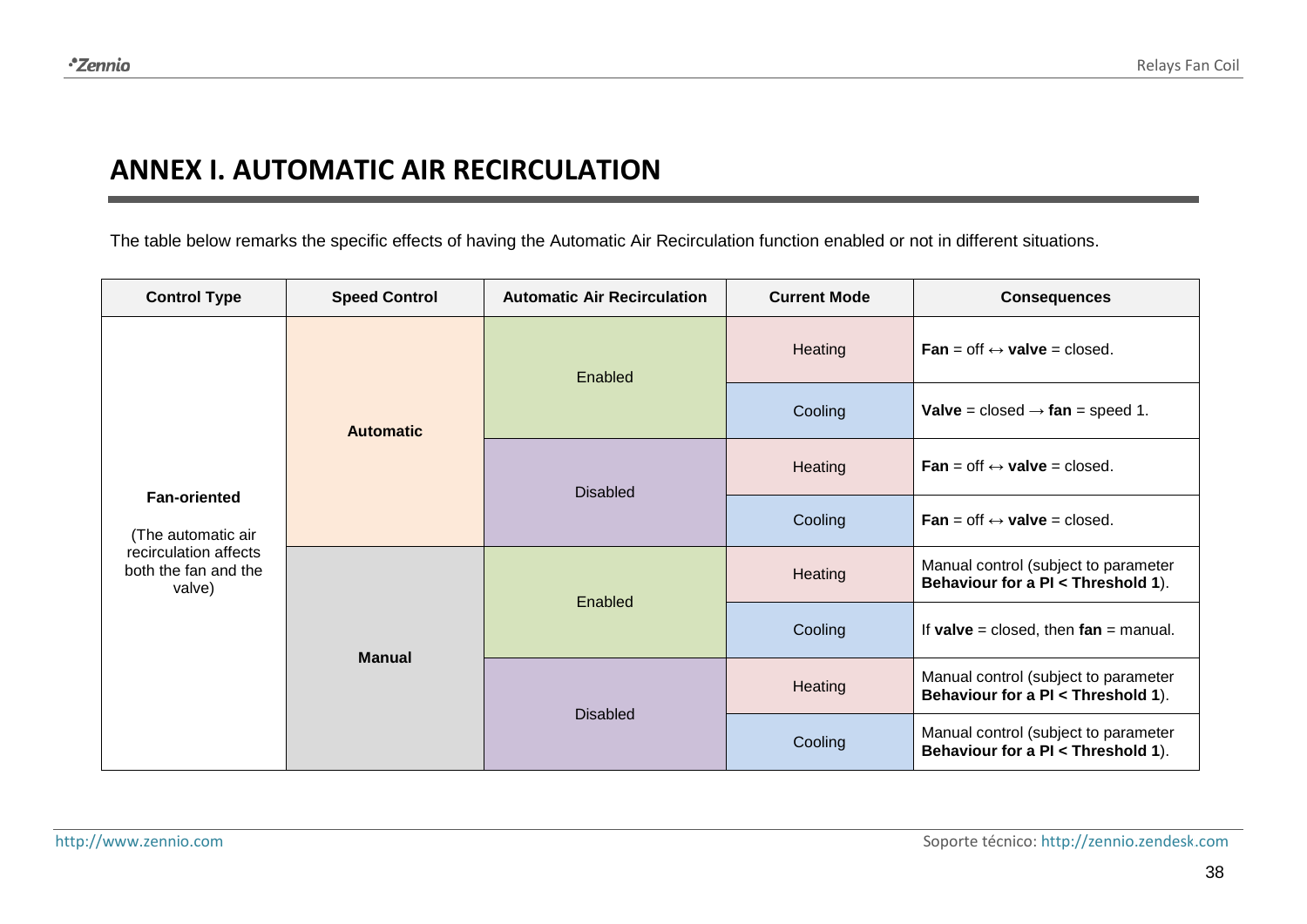# ANNEX I. AUTOMATIC AIR RECIRCULATION

The table below remarks the specific effects of having the Automatic Air Recirculation function enabled or not in different situations.

| Control Type | Speed Control | Automatic Air Recirculation | Current Mode | Consequences |
|---|---|---|---|---|
| **Fan-oriented** (The automatic air recirculation affects both the fan and the valve) | **Automatic** | Enabled | Heating | **Fan** = off ↔ **valve** = closed. |
| | | | Cooling | **Valve** = closed → **fan** = speed 1. |
| | | Disabled | Heating | **Fan** = off ↔ **valve** = closed. |
| | | | Cooling | **Fan** = off ↔ **valve** = closed. |
| | **Manual** | Enabled | Heating | Manual control (subject to parameter **Behaviour for a PI < Threshold 1**). |
| | | | Cooling | If **valve** = closed, then **fan** = manual. |
| | | Disabled | Heating | Manual control (subject to parameter **Behaviour for a PI < Threshold 1**). |
| | | | Cooling | Manual control (subject to parameter **Behaviour for a PI < Threshold 1**). |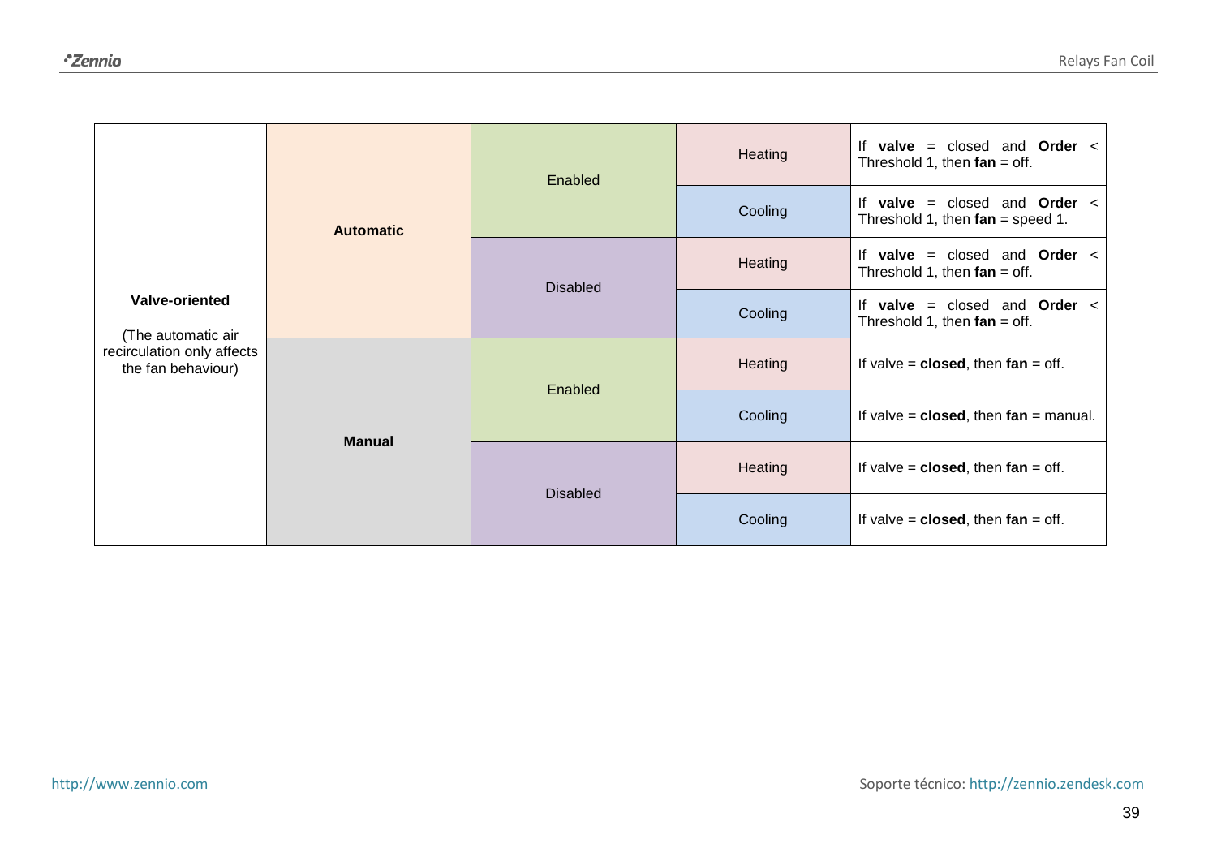| | | | | |
|---|---|---|---|---|
| **Valve-oriented**<br><br>(The automatic air recirculation only affects the fan behaviour) | **Automatic** | Enabled | Heating | If **valve** = closed and **Order** < Threshold 1, then **fan** = off. |
| | | | Cooling | If **valve** = closed and **Order** < Threshold 1, then **fan** = speed 1. |
| | | Disabled | Heating | If **valve** = closed and **Order** < Threshold 1, then **fan** = off. |
| | | | Cooling | If **valve** = closed and **Order** < Threshold 1, then **fan** = off. |
| | **Manual** | Enabled | Heating | If valve = **closed**, then **fan** = off. |
| | | | Cooling | If valve = **closed**, then **fan** = manual. |
| | | Disabled | Heating | If valve = **closed**, then **fan** = off. |
| | | | Cooling | If valve = **closed**, then **fan** = off. |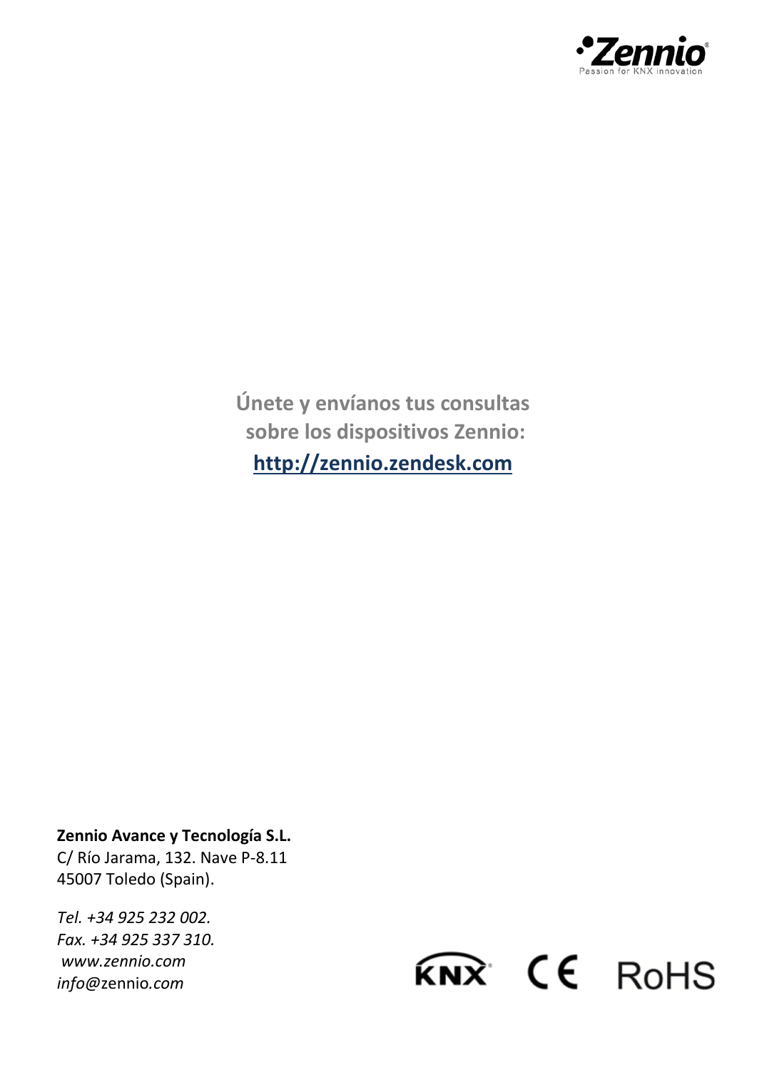**Únete y envíanos tus consultas sobre los dispositivos Zennio:**
**http://zennio.zendesk.com**

**Zennio Avance y Tecnología S.L.**
C/ Río Jarama, 132. Nave P-8.11
45007 Toledo (Spain).

*Tel. +34 925 232 002.*
*Fax. +34 925 337 310.*
*www.zennio.com*
*info*@zennio.*com*